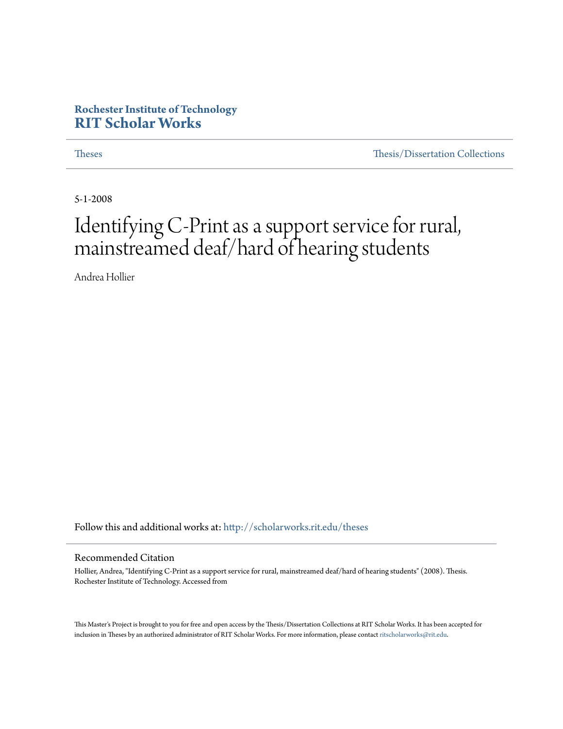**Rochester Institute of Technology**
**RIT Scholar Works**

Theses | Thesis/Dissertation Collections

5-1-2008

# Identifying C-Print as a support service for rural, mainstreamed deaf/hard of hearing students

Andrea Hollier

Follow this and additional works at: http://scholarworks.rit.edu/theses

## Recommended Citation

Hollier, Andrea, "Identifying C-Print as a support service for rural, mainstreamed deaf/hard of hearing students" (2008). Thesis. Rochester Institute of Technology. Accessed from

This Master's Project is brought to you for free and open access by the Thesis/Dissertation Collections at RIT Scholar Works. It has been accepted for inclusion in Theses by an authorized administrator of RIT Scholar Works. For more information, please contact ritscholarworks@rit.edu.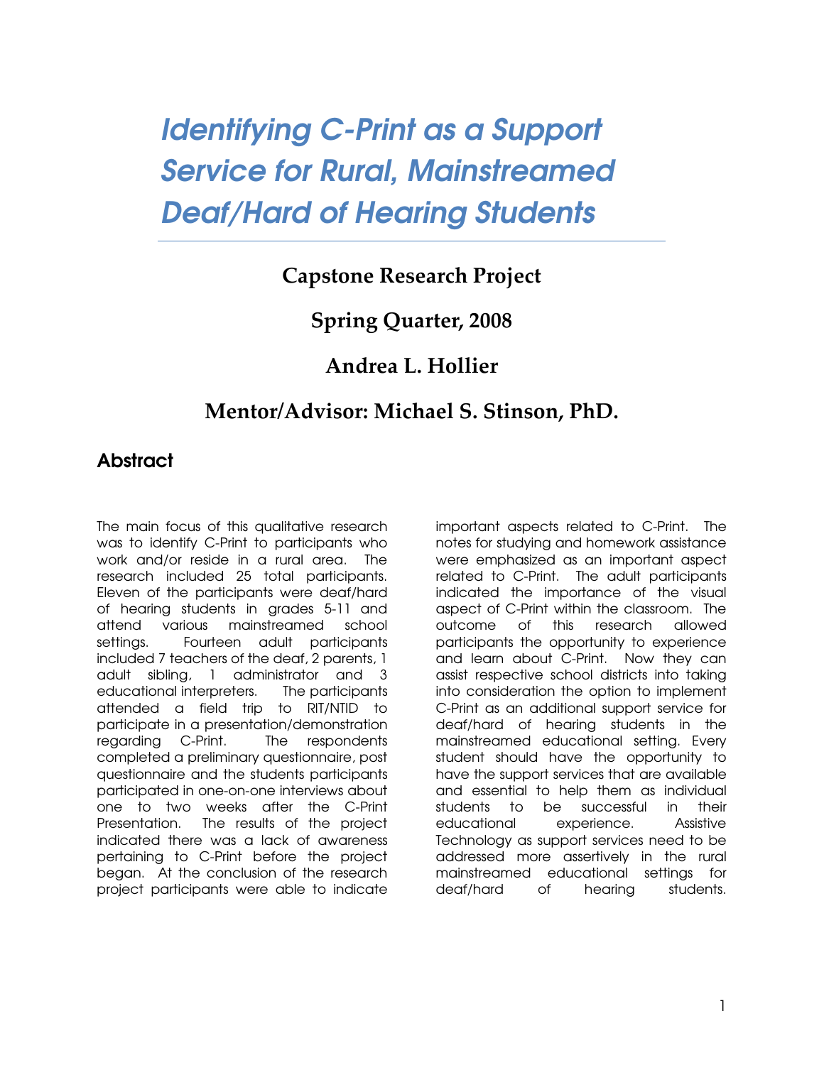# *Identifying C-Print as a Support Service for Rural, Mainstreamed Deaf/Hard of Hearing Students*

**Capstone Research Project**

**Spring Quarter, 2008**

**Andrea L. Hollier**

**Mentor/Advisor: Michael S. Stinson, PhD.**

## Abstract

The main focus of this qualitative research was to identify C-Print to participants who work and/or reside in a rural area. The research included 25 total participants. Eleven of the participants were deaf/hard of hearing students in grades 5-11 and attend various mainstreamed school settings. Fourteen adult participants included 7 teachers of the deaf, 2 parents, 1 adult sibling, 1 administrator and 3 educational interpreters. The participants attended a field trip to RIT/NTID to participate in a presentation/demonstration regarding C-Print. The respondents completed a preliminary questionnaire, post questionnaire and the students participants participated in one-on-one interviews about one to two weeks after the C-Print Presentation. The results of the project indicated there was a lack of awareness pertaining to C-Print before the project began. At the conclusion of the research project participants were able to indicate important aspects related to C-Print. The notes for studying and homework assistance were emphasized as an important aspect related to C-Print. The adult participants indicated the importance of the visual aspect of C-Print within the classroom. The outcome of this research allowed participants the opportunity to experience and learn about C-Print. Now they can assist respective school districts into taking into consideration the option to implement C-Print as an additional support service for deaf/hard of hearing students in the mainstreamed educational setting. Every student should have the opportunity to have the support services that are available and essential to help them as individual students to be successful in their educational experience. Assistive Technology as support services need to be addressed more assertively in the rural mainstreamed educational settings for deaf/hard of hearing students.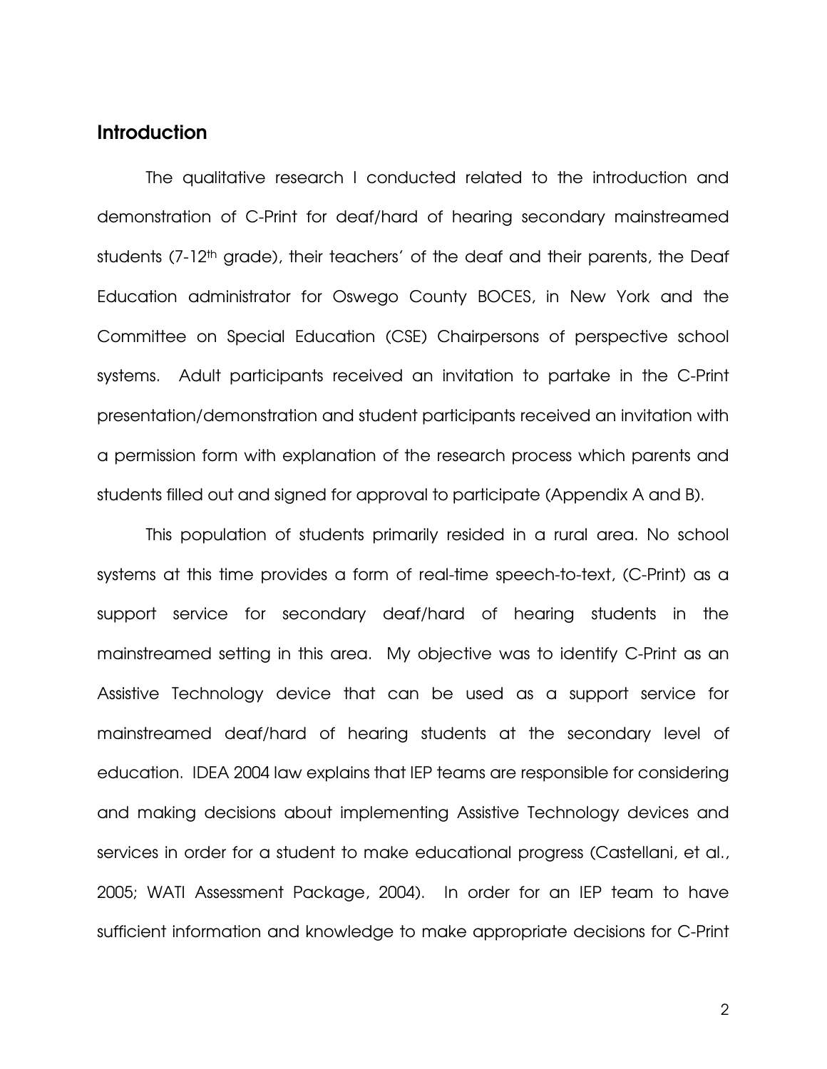## Introduction

The qualitative research I conducted related to the introduction and demonstration of C-Print for deaf/hard of hearing secondary mainstreamed students (7-12th grade), their teachers' of the deaf and their parents, the Deaf Education administrator for Oswego County BOCES, in New York and the Committee on Special Education (CSE) Chairpersons of perspective school systems. Adult participants received an invitation to partake in the C-Print presentation/demonstration and student participants received an invitation with a permission form with explanation of the research process which parents and students filled out and signed for approval to participate (Appendix A and B).

This population of students primarily resided in a rural area. No school systems at this time provides a form of real-time speech-to-text, (C-Print) as a support service for secondary deaf/hard of hearing students in the mainstreamed setting in this area. My objective was to identify C-Print as an Assistive Technology device that can be used as a support service for mainstreamed deaf/hard of hearing students at the secondary level of education. IDEA 2004 law explains that IEP teams are responsible for considering and making decisions about implementing Assistive Technology devices and services in order for a student to make educational progress (Castellani, et al., 2005; WATI Assessment Package, 2004). In order for an IEP team to have sufficient information and knowledge to make appropriate decisions for C-Print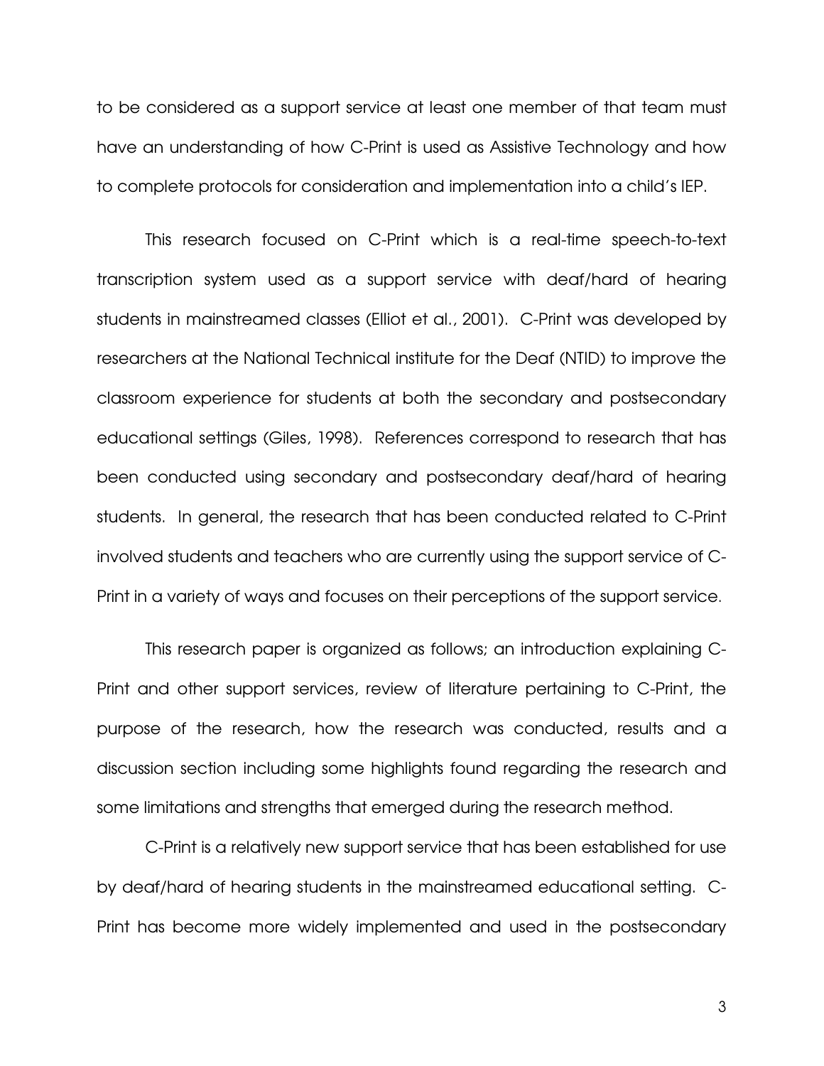to be considered as a support service at least one member of that team must have an understanding of how C-Print is used as Assistive Technology and how to complete protocols for consideration and implementation into a child's IEP.

This research focused on C-Print which is a real-time speech-to-text transcription system used as a support service with deaf/hard of hearing students in mainstreamed classes (Elliot et al., 2001). C-Print was developed by researchers at the National Technical institute for the Deaf (NTID) to improve the classroom experience for students at both the secondary and postsecondary educational settings (Giles, 1998). References correspond to research that has been conducted using secondary and postsecondary deaf/hard of hearing students. In general, the research that has been conducted related to C-Print involved students and teachers who are currently using the support service of C-Print in a variety of ways and focuses on their perceptions of the support service.

This research paper is organized as follows; an introduction explaining C-Print and other support services, review of literature pertaining to C-Print, the purpose of the research, how the research was conducted, results and a discussion section including some highlights found regarding the research and some limitations and strengths that emerged during the research method.

C-Print is a relatively new support service that has been established for use by deaf/hard of hearing students in the mainstreamed educational setting. C-Print has become more widely implemented and used in the postsecondary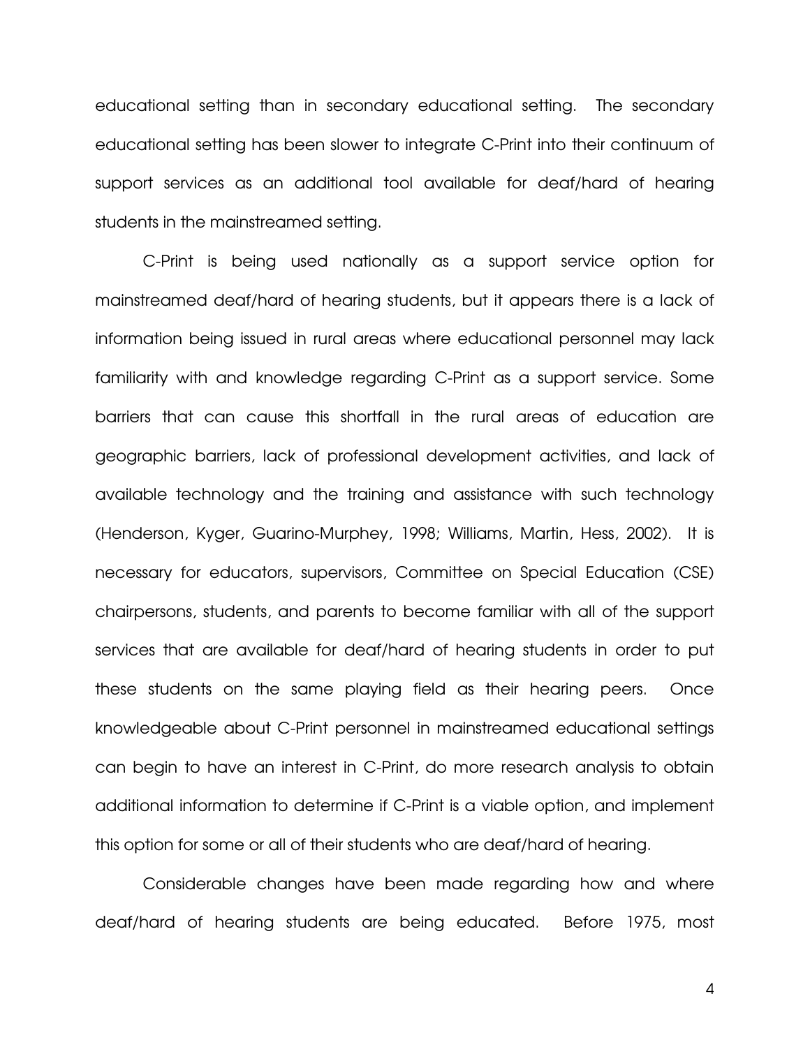educational setting than in secondary educational setting. The secondary educational setting has been slower to integrate C-Print into their continuum of support services as an additional tool available for deaf/hard of hearing students in the mainstreamed setting.

C-Print is being used nationally as a support service option for mainstreamed deaf/hard of hearing students, but it appears there is a lack of information being issued in rural areas where educational personnel may lack familiarity with and knowledge regarding C-Print as a support service. Some barriers that can cause this shortfall in the rural areas of education are geographic barriers, lack of professional development activities, and lack of available technology and the training and assistance with such technology (Henderson, Kyger, Guarino-Murphey, 1998; Williams, Martin, Hess, 2002). It is necessary for educators, supervisors, Committee on Special Education (CSE) chairpersons, students, and parents to become familiar with all of the support services that are available for deaf/hard of hearing students in order to put these students on the same playing field as their hearing peers. Once knowledgeable about C-Print personnel in mainstreamed educational settings can begin to have an interest in C-Print, do more research analysis to obtain additional information to determine if C-Print is a viable option, and implement this option for some or all of their students who are deaf/hard of hearing.

Considerable changes have been made regarding how and where deaf/hard of hearing students are being educated. Before 1975, most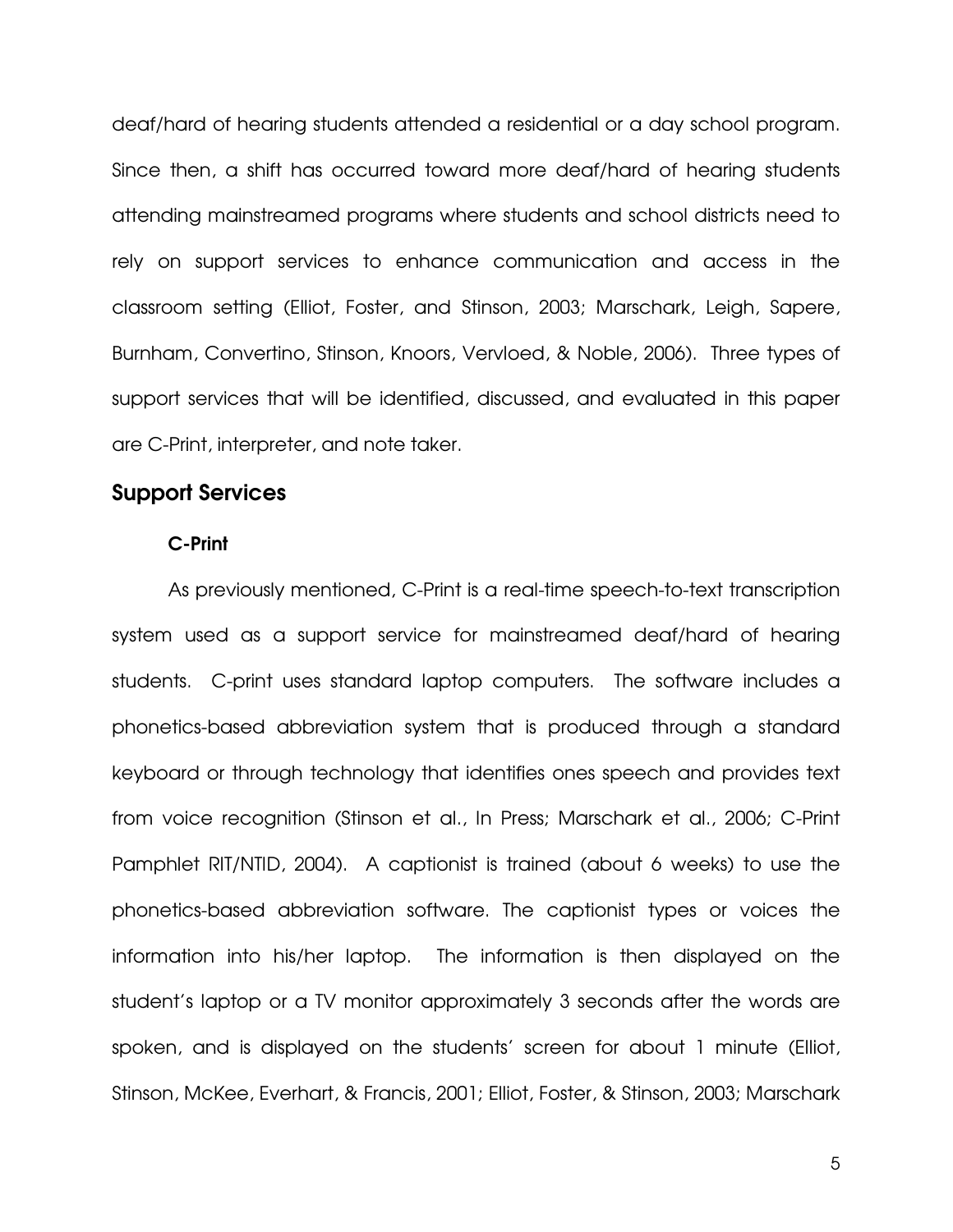deaf/hard of hearing students attended a residential or a day school program. Since then, a shift has occurred toward more deaf/hard of hearing students attending mainstreamed programs where students and school districts need to rely on support services to enhance communication and access in the classroom setting (Elliot, Foster, and Stinson, 2003; Marschark, Leigh, Sapere, Burnham, Convertino, Stinson, Knoors, Vervloed, & Noble, 2006). Three types of support services that will be identified, discussed, and evaluated in this paper are C-Print, interpreter, and note taker.

## Support Services

### C-Print

As previously mentioned, C-Print is a real-time speech-to-text transcription system used as a support service for mainstreamed deaf/hard of hearing students. C-print uses standard laptop computers. The software includes a phonetics-based abbreviation system that is produced through a standard keyboard or through technology that identifies ones speech and provides text from voice recognition (Stinson et al., In Press; Marschark et al., 2006; C-Print Pamphlet RIT/NTID, 2004). A captionist is trained (about 6 weeks) to use the phonetics-based abbreviation software. The captionist types or voices the information into his/her laptop. The information is then displayed on the student's laptop or a TV monitor approximately 3 seconds after the words are spoken, and is displayed on the students' screen for about 1 minute (Elliot, Stinson, McKee, Everhart, & Francis, 2001; Elliot, Foster, & Stinson, 2003; Marschark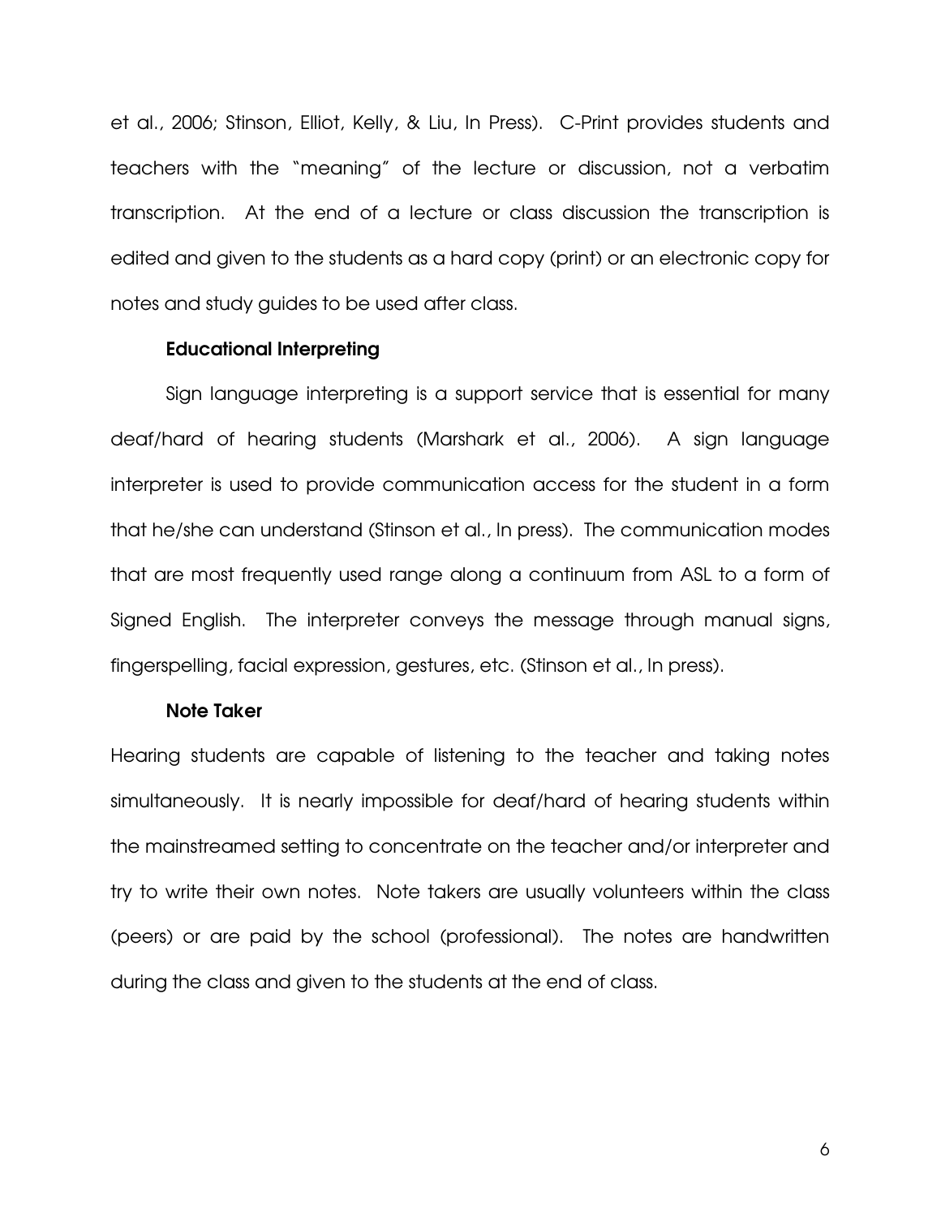et al., 2006; Stinson, Elliot, Kelly, & Liu, In Press). C-Print provides students and teachers with the "meaning" of the lecture or discussion, not a verbatim transcription. At the end of a lecture or class discussion the transcription is edited and given to the students as a hard copy (print) or an electronic copy for notes and study guides to be used after class.

### Educational Interpreting

Sign language interpreting is a support service that is essential for many deaf/hard of hearing students (Marshark et al., 2006). A sign language interpreter is used to provide communication access for the student in a form that he/she can understand (Stinson et al., In press). The communication modes that are most frequently used range along a continuum from ASL to a form of Signed English. The interpreter conveys the message through manual signs, fingerspelling, facial expression, gestures, etc. (Stinson et al., In press).

### Note Taker

Hearing students are capable of listening to the teacher and taking notes simultaneously. It is nearly impossible for deaf/hard of hearing students within the mainstreamed setting to concentrate on the teacher and/or interpreter and try to write their own notes. Note takers are usually volunteers within the class (peers) or are paid by the school (professional). The notes are handwritten during the class and given to the students at the end of class.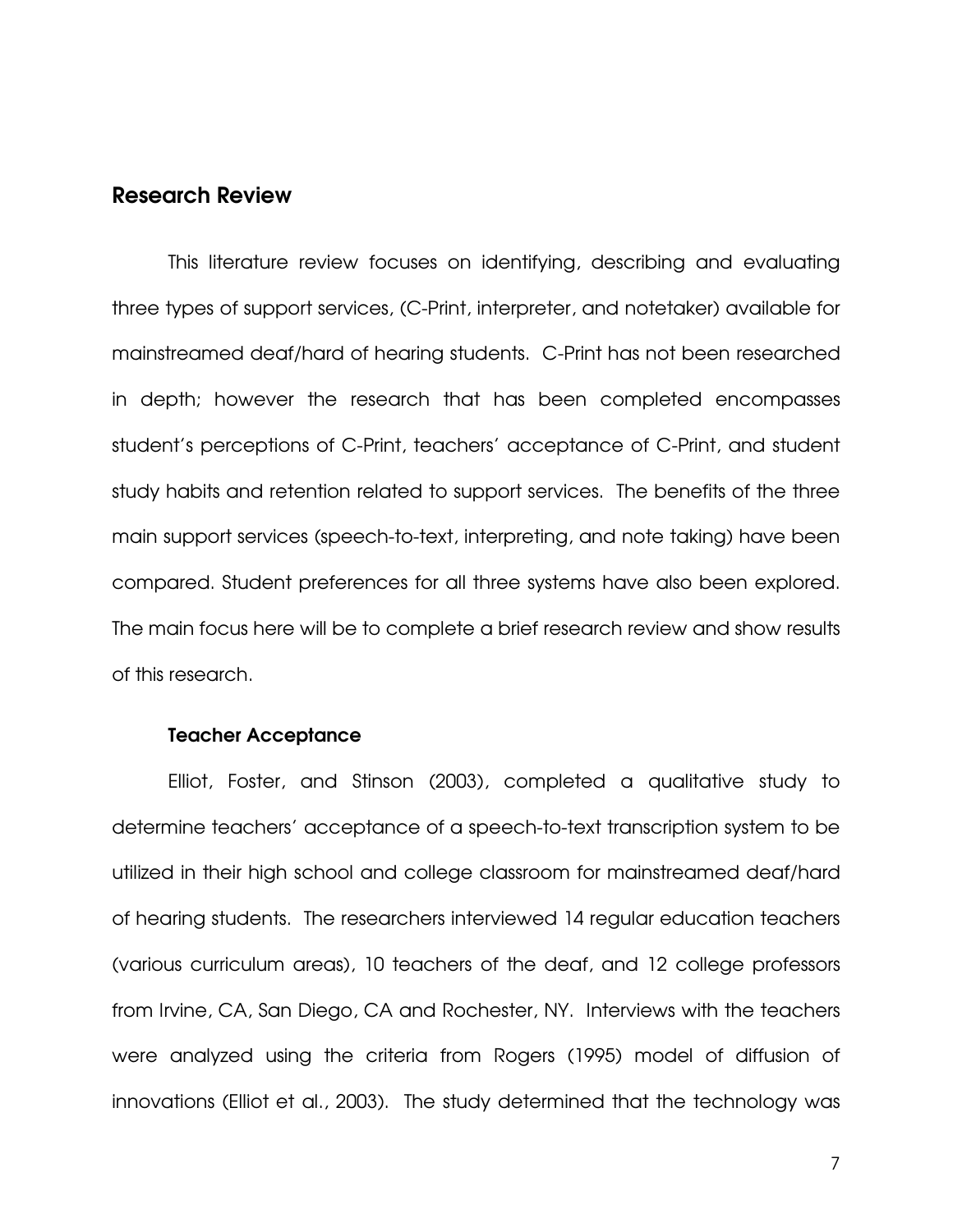## Research Review

This literature review focuses on identifying, describing and evaluating three types of support services, (C-Print, interpreter, and notetaker) available for mainstreamed deaf/hard of hearing students. C-Print has not been researched in depth; however the research that has been completed encompasses student's perceptions of C-Print, teachers' acceptance of C-Print, and student study habits and retention related to support services. The benefits of the three main support services (speech-to-text, interpreting, and note taking) have been compared. Student preferences for all three systems have also been explored. The main focus here will be to complete a brief research review and show results of this research.

### Teacher Acceptance

Elliot, Foster, and Stinson (2003), completed a qualitative study to determine teachers' acceptance of a speech-to-text transcription system to be utilized in their high school and college classroom for mainstreamed deaf/hard of hearing students. The researchers interviewed 14 regular education teachers (various curriculum areas), 10 teachers of the deaf, and 12 college professors from Irvine, CA, San Diego, CA and Rochester, NY. Interviews with the teachers were analyzed using the criteria from Rogers (1995) model of diffusion of innovations (Elliot et al., 2003). The study determined that the technology was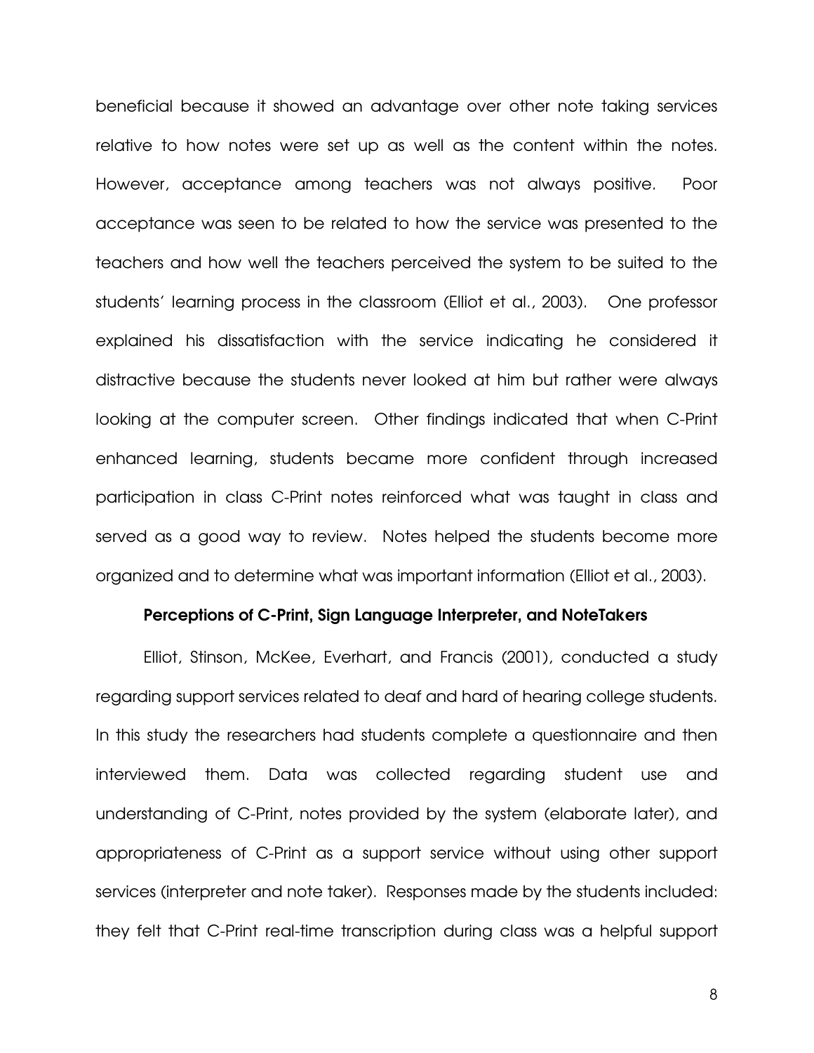beneficial because it showed an advantage over other note taking services relative to how notes were set up as well as the content within the notes. However, acceptance among teachers was not always positive. Poor acceptance was seen to be related to how the service was presented to the teachers and how well the teachers perceived the system to be suited to the students' learning process in the classroom (Elliot et al., 2003). One professor explained his dissatisfaction with the service indicating he considered it distractive because the students never looked at him but rather were always looking at the computer screen. Other findings indicated that when C-Print enhanced learning, students became more confident through increased participation in class C-Print notes reinforced what was taught in class and served as a good way to review. Notes helped the students become more organized and to determine what was important information (Elliot et al., 2003).

### Perceptions of C-Print, Sign Language Interpreter, and NoteTakers

Elliot, Stinson, McKee, Everhart, and Francis (2001), conducted a study regarding support services related to deaf and hard of hearing college students. In this study the researchers had students complete a questionnaire and then interviewed them. Data was collected regarding student use and understanding of C-Print, notes provided by the system (elaborate later), and appropriateness of C-Print as a support service without using other support services (interpreter and note taker). Responses made by the students included: they felt that C-Print real-time transcription during class was a helpful support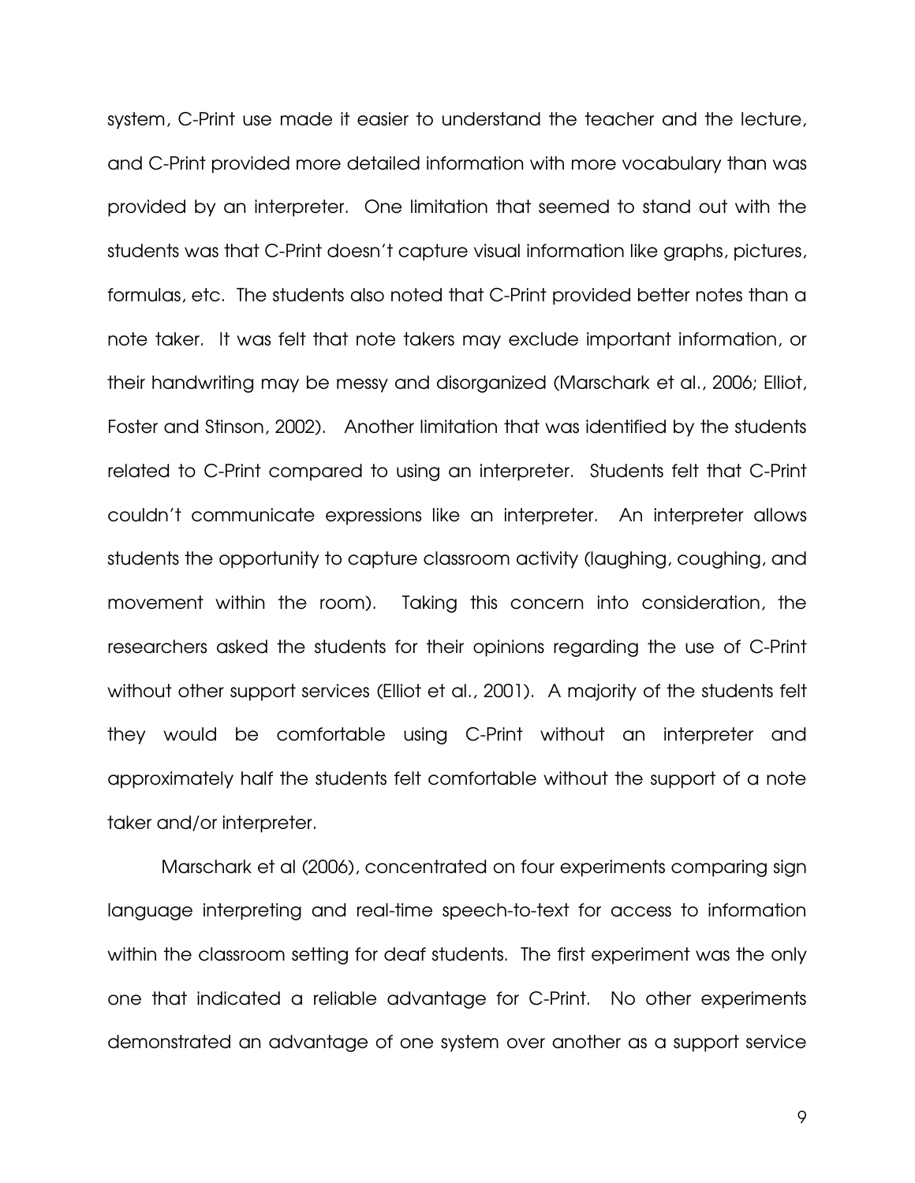system, C-Print use made it easier to understand the teacher and the lecture, and C-Print provided more detailed information with more vocabulary than was provided by an interpreter. One limitation that seemed to stand out with the students was that C-Print doesn't capture visual information like graphs, pictures, formulas, etc. The students also noted that C-Print provided better notes than a note taker. It was felt that note takers may exclude important information, or their handwriting may be messy and disorganized (Marschark et al., 2006; Elliot, Foster and Stinson, 2002). Another limitation that was identified by the students related to C-Print compared to using an interpreter. Students felt that C-Print couldn't communicate expressions like an interpreter. An interpreter allows students the opportunity to capture classroom activity (laughing, coughing, and movement within the room). Taking this concern into consideration, the researchers asked the students for their opinions regarding the use of C-Print without other support services (Elliot et al., 2001). A majority of the students felt they would be comfortable using C-Print without an interpreter and approximately half the students felt comfortable without the support of a note taker and/or interpreter.

Marschark et al (2006), concentrated on four experiments comparing sign language interpreting and real-time speech-to-text for access to information within the classroom setting for deaf students. The first experiment was the only one that indicated a reliable advantage for C-Print. No other experiments demonstrated an advantage of one system over another as a support service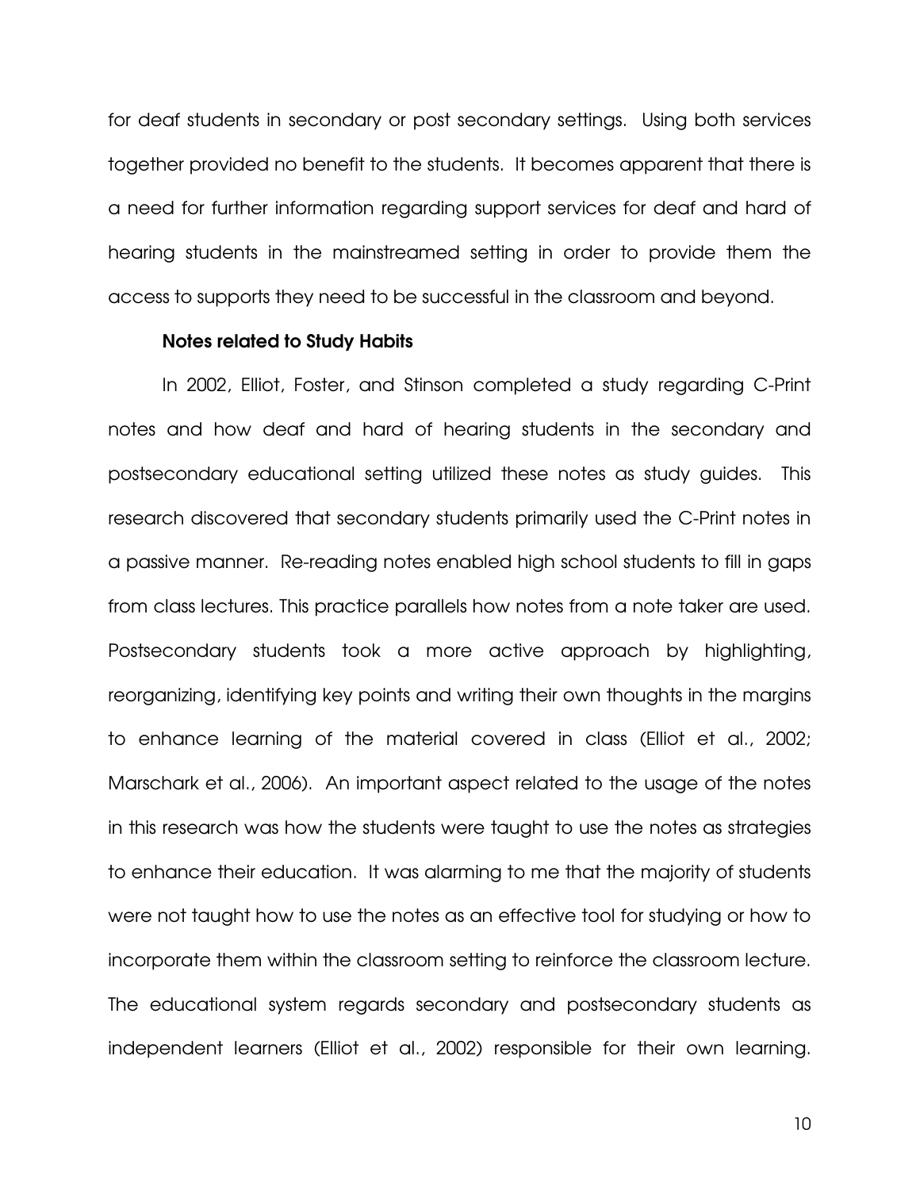for deaf students in secondary or post secondary settings. Using both services together provided no benefit to the students. It becomes apparent that there is a need for further information regarding support services for deaf and hard of hearing students in the mainstreamed setting in order to provide them the access to supports they need to be successful in the classroom and beyond.

**Notes related to Study Habits**

In 2002, Elliot, Foster, and Stinson completed a study regarding C-Print notes and how deaf and hard of hearing students in the secondary and postsecondary educational setting utilized these notes as study guides. This research discovered that secondary students primarily used the C-Print notes in a passive manner. Re-reading notes enabled high school students to fill in gaps from class lectures. This practice parallels how notes from a note taker are used. Postsecondary students took a more active approach by highlighting, reorganizing, identifying key points and writing their own thoughts in the margins to enhance learning of the material covered in class (Elliot et al., 2002; Marschark et al., 2006). An important aspect related to the usage of the notes in this research was how the students were taught to use the notes as strategies to enhance their education. It was alarming to me that the majority of students were not taught how to use the notes as an effective tool for studying or how to incorporate them within the classroom setting to reinforce the classroom lecture. The educational system regards secondary and postsecondary students as independent learners (Elliot et al., 2002) responsible for their own learning.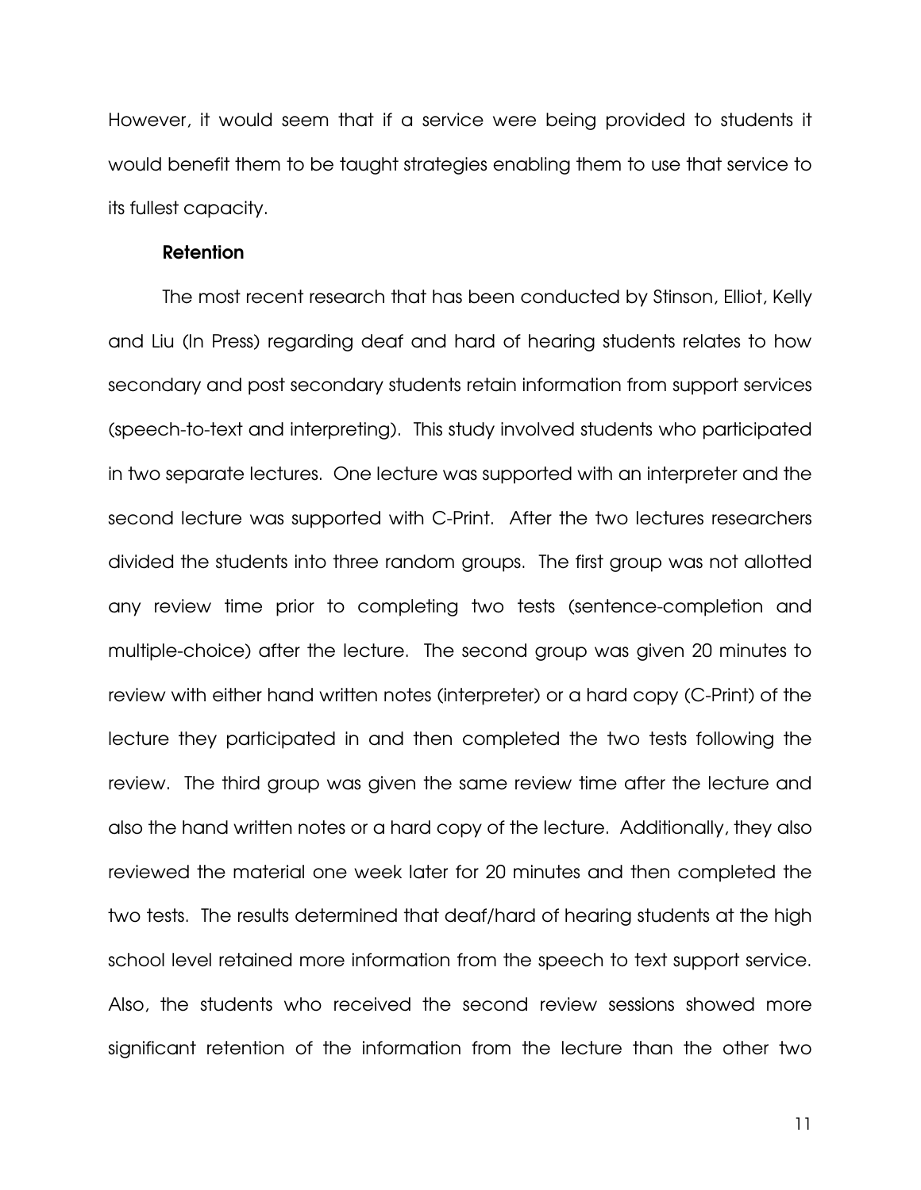However, it would seem that if a service were being provided to students it would benefit them to be taught strategies enabling them to use that service to its fullest capacity.

**Retention**

The most recent research that has been conducted by Stinson, Elliot, Kelly and Liu (In Press) regarding deaf and hard of hearing students relates to how secondary and post secondary students retain information from support services (speech-to-text and interpreting). This study involved students who participated in two separate lectures. One lecture was supported with an interpreter and the second lecture was supported with C-Print. After the two lectures researchers divided the students into three random groups. The first group was not allotted any review time prior to completing two tests (sentence-completion and multiple-choice) after the lecture. The second group was given 20 minutes to review with either hand written notes (interpreter) or a hard copy (C-Print) of the lecture they participated in and then completed the two tests following the review. The third group was given the same review time after the lecture and also the hand written notes or a hard copy of the lecture. Additionally, they also reviewed the material one week later for 20 minutes and then completed the two tests. The results determined that deaf/hard of hearing students at the high school level retained more information from the speech to text support service. Also, the students who received the second review sessions showed more significant retention of the information from the lecture than the other two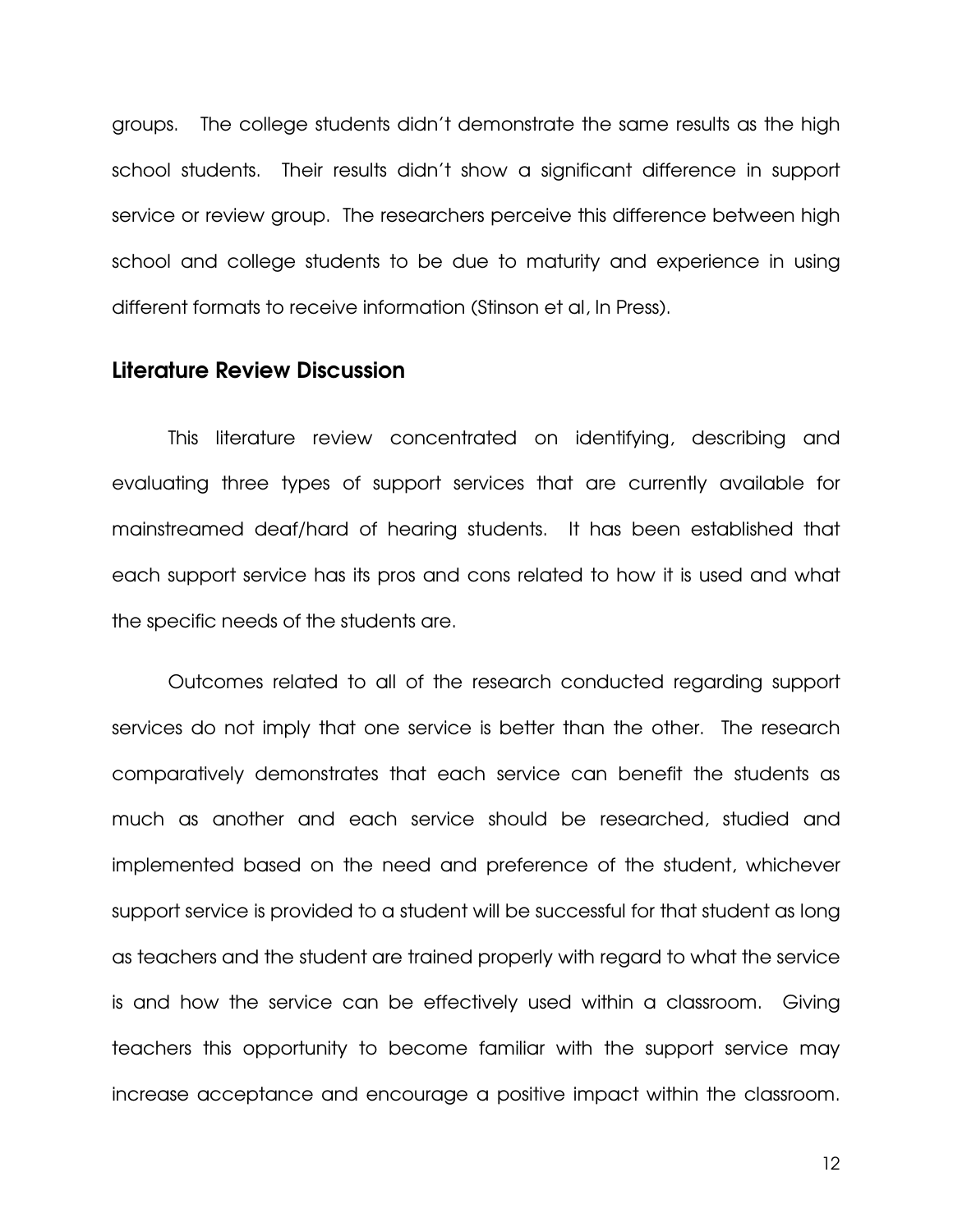groups. The college students didn't demonstrate the same results as the high school students. Their results didn't show a significant difference in support service or review group. The researchers perceive this difference between high school and college students to be due to maturity and experience in using different formats to receive information (Stinson et al, In Press).

## Literature Review Discussion

This literature review concentrated on identifying, describing and evaluating three types of support services that are currently available for mainstreamed deaf/hard of hearing students. It has been established that each support service has its pros and cons related to how it is used and what the specific needs of the students are.

Outcomes related to all of the research conducted regarding support services do not imply that one service is better than the other. The research comparatively demonstrates that each service can benefit the students as much as another and each service should be researched, studied and implemented based on the need and preference of the student, whichever support service is provided to a student will be successful for that student as long as teachers and the student are trained properly with regard to what the service is and how the service can be effectively used within a classroom. Giving teachers this opportunity to become familiar with the support service may increase acceptance and encourage a positive impact within the classroom.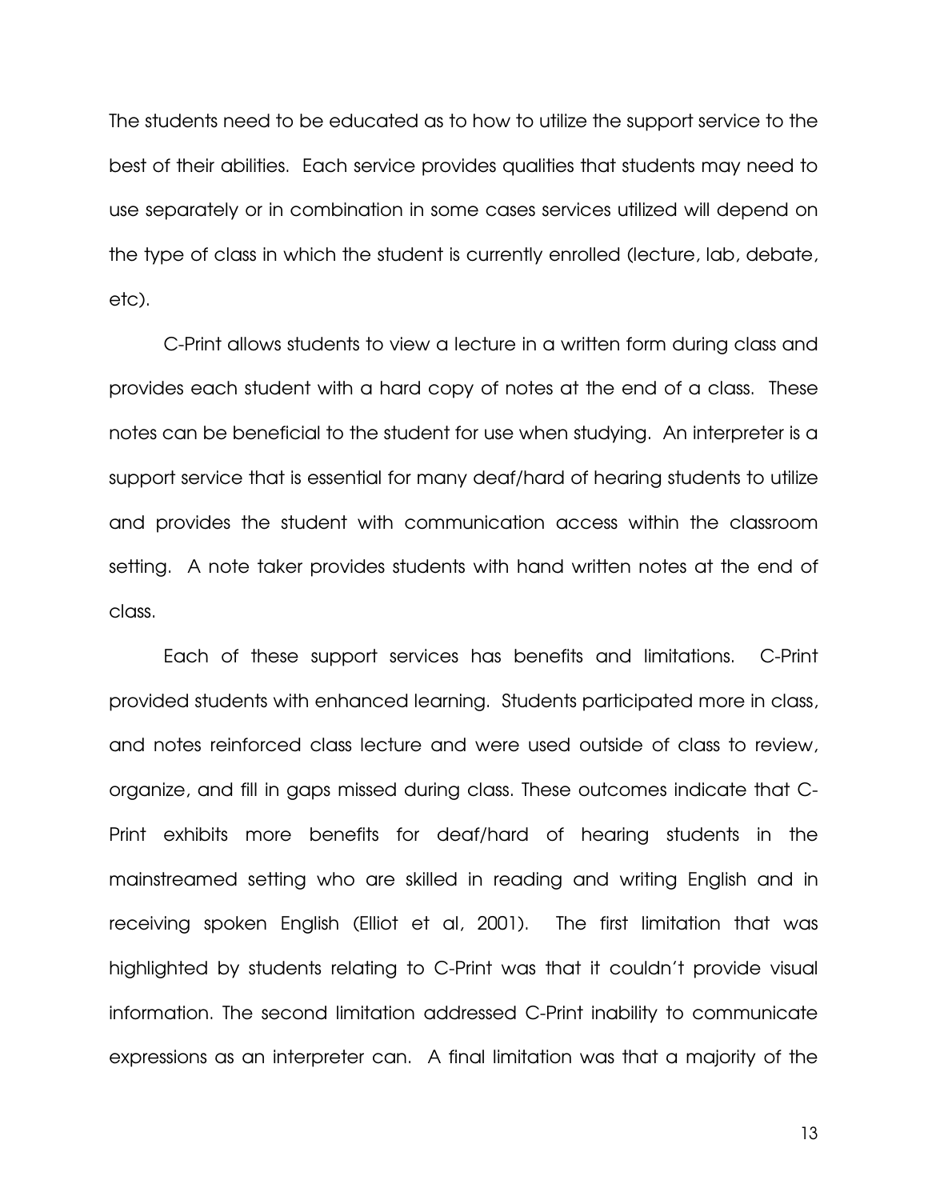The students need to be educated as to how to utilize the support service to the best of their abilities. Each service provides qualities that students may need to use separately or in combination in some cases services utilized will depend on the type of class in which the student is currently enrolled (lecture, lab, debate, etc).

C-Print allows students to view a lecture in a written form during class and provides each student with a hard copy of notes at the end of a class. These notes can be beneficial to the student for use when studying. An interpreter is a support service that is essential for many deaf/hard of hearing students to utilize and provides the student with communication access within the classroom setting. A note taker provides students with hand written notes at the end of class.

Each of these support services has benefits and limitations. C-Print provided students with enhanced learning. Students participated more in class, and notes reinforced class lecture and were used outside of class to review, organize, and fill in gaps missed during class. These outcomes indicate that C-Print exhibits more benefits for deaf/hard of hearing students in the mainstreamed setting who are skilled in reading and writing English and in receiving spoken English (Elliot et al, 2001). The first limitation that was highlighted by students relating to C-Print was that it couldn't provide visual information. The second limitation addressed C-Print inability to communicate expressions as an interpreter can. A final limitation was that a majority of the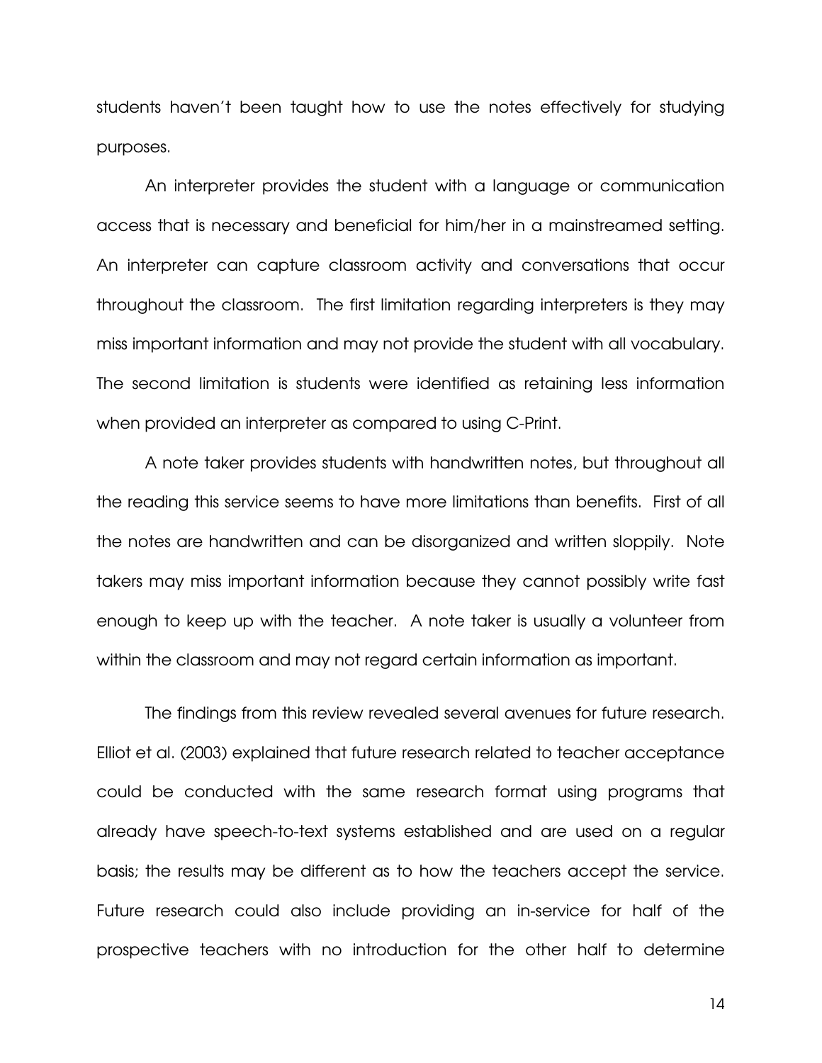students haven't been taught how to use the notes effectively for studying purposes.

An interpreter provides the student with a language or communication access that is necessary and beneficial for him/her in a mainstreamed setting. An interpreter can capture classroom activity and conversations that occur throughout the classroom. The first limitation regarding interpreters is they may miss important information and may not provide the student with all vocabulary. The second limitation is students were identified as retaining less information when provided an interpreter as compared to using C-Print.

A note taker provides students with handwritten notes, but throughout all the reading this service seems to have more limitations than benefits. First of all the notes are handwritten and can be disorganized and written sloppily. Note takers may miss important information because they cannot possibly write fast enough to keep up with the teacher. A note taker is usually a volunteer from within the classroom and may not regard certain information as important.

The findings from this review revealed several avenues for future research. Elliot et al. (2003) explained that future research related to teacher acceptance could be conducted with the same research format using programs that already have speech-to-text systems established and are used on a regular basis; the results may be different as to how the teachers accept the service. Future research could also include providing an in-service for half of the prospective teachers with no introduction for the other half to determine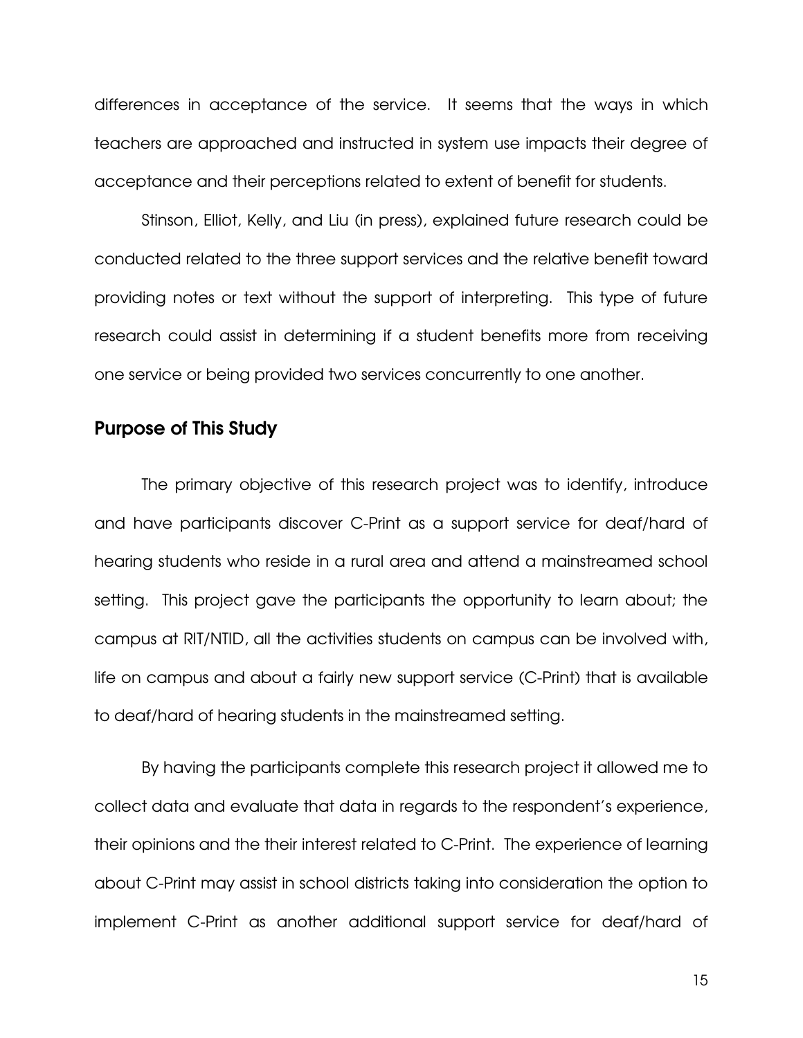differences in acceptance of the service. It seems that the ways in which teachers are approached and instructed in system use impacts their degree of acceptance and their perceptions related to extent of benefit for students.

Stinson, Elliot, Kelly, and Liu (in press), explained future research could be conducted related to the three support services and the relative benefit toward providing notes or text without the support of interpreting. This type of future research could assist in determining if a student benefits more from receiving one service or being provided two services concurrently to one another.

## Purpose of This Study

The primary objective of this research project was to identify, introduce and have participants discover C-Print as a support service for deaf/hard of hearing students who reside in a rural area and attend a mainstreamed school setting. This project gave the participants the opportunity to learn about; the campus at RIT/NTID, all the activities students on campus can be involved with, life on campus and about a fairly new support service (C-Print) that is available to deaf/hard of hearing students in the mainstreamed setting.

By having the participants complete this research project it allowed me to collect data and evaluate that data in regards to the respondent's experience, their opinions and the their interest related to C-Print. The experience of learning about C-Print may assist in school districts taking into consideration the option to implement C-Print as another additional support service for deaf/hard of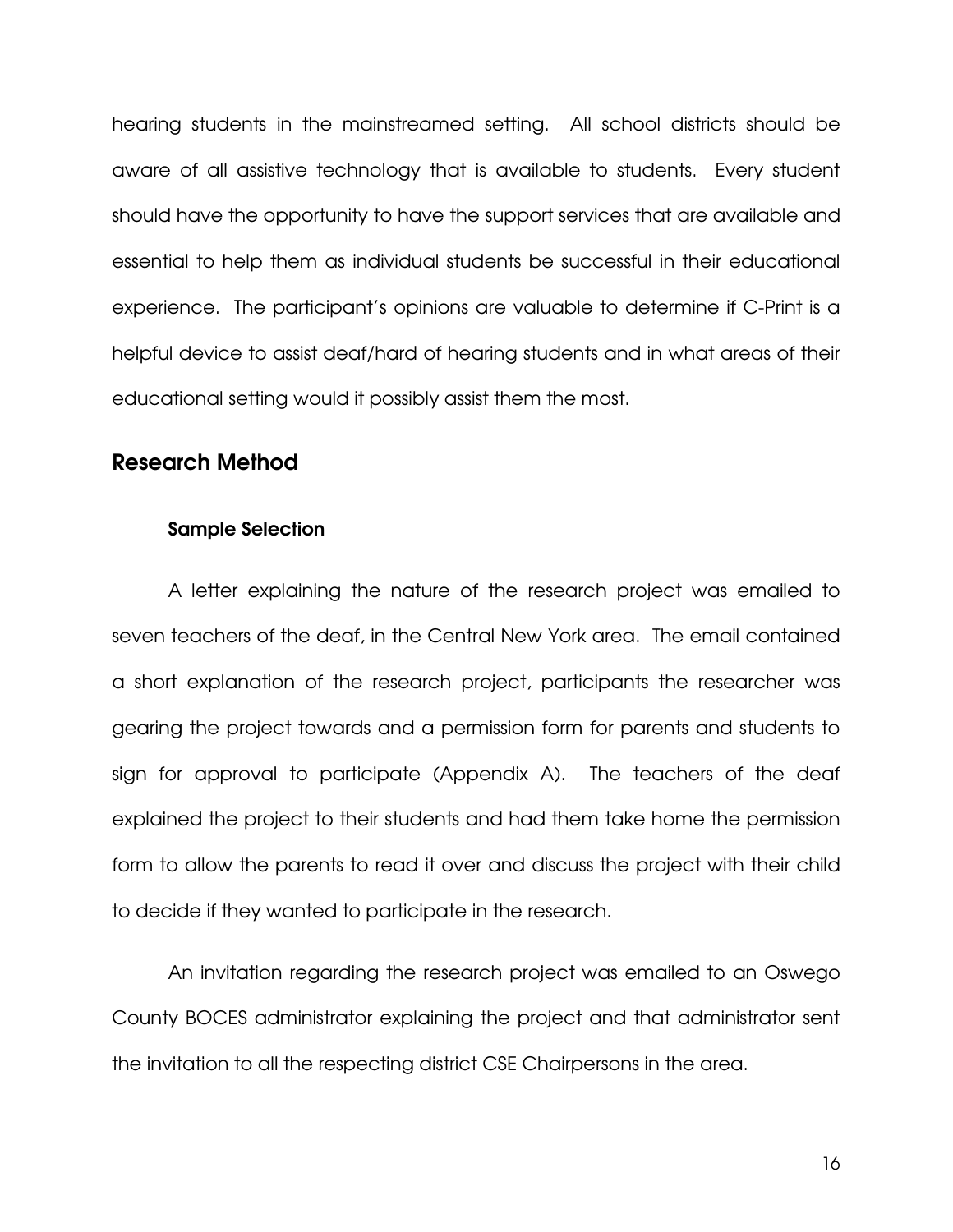hearing students in the mainstreamed setting. All school districts should be aware of all assistive technology that is available to students. Every student should have the opportunity to have the support services that are available and essential to help them as individual students be successful in their educational experience. The participant's opinions are valuable to determine if C-Print is a helpful device to assist deaf/hard of hearing students and in what areas of their educational setting would it possibly assist them the most.

## Research Method

### Sample Selection

A letter explaining the nature of the research project was emailed to seven teachers of the deaf, in the Central New York area. The email contained a short explanation of the research project, participants the researcher was gearing the project towards and a permission form for parents and students to sign for approval to participate (Appendix A). The teachers of the deaf explained the project to their students and had them take home the permission form to allow the parents to read it over and discuss the project with their child to decide if they wanted to participate in the research.

An invitation regarding the research project was emailed to an Oswego County BOCES administrator explaining the project and that administrator sent the invitation to all the respecting district CSE Chairpersons in the area.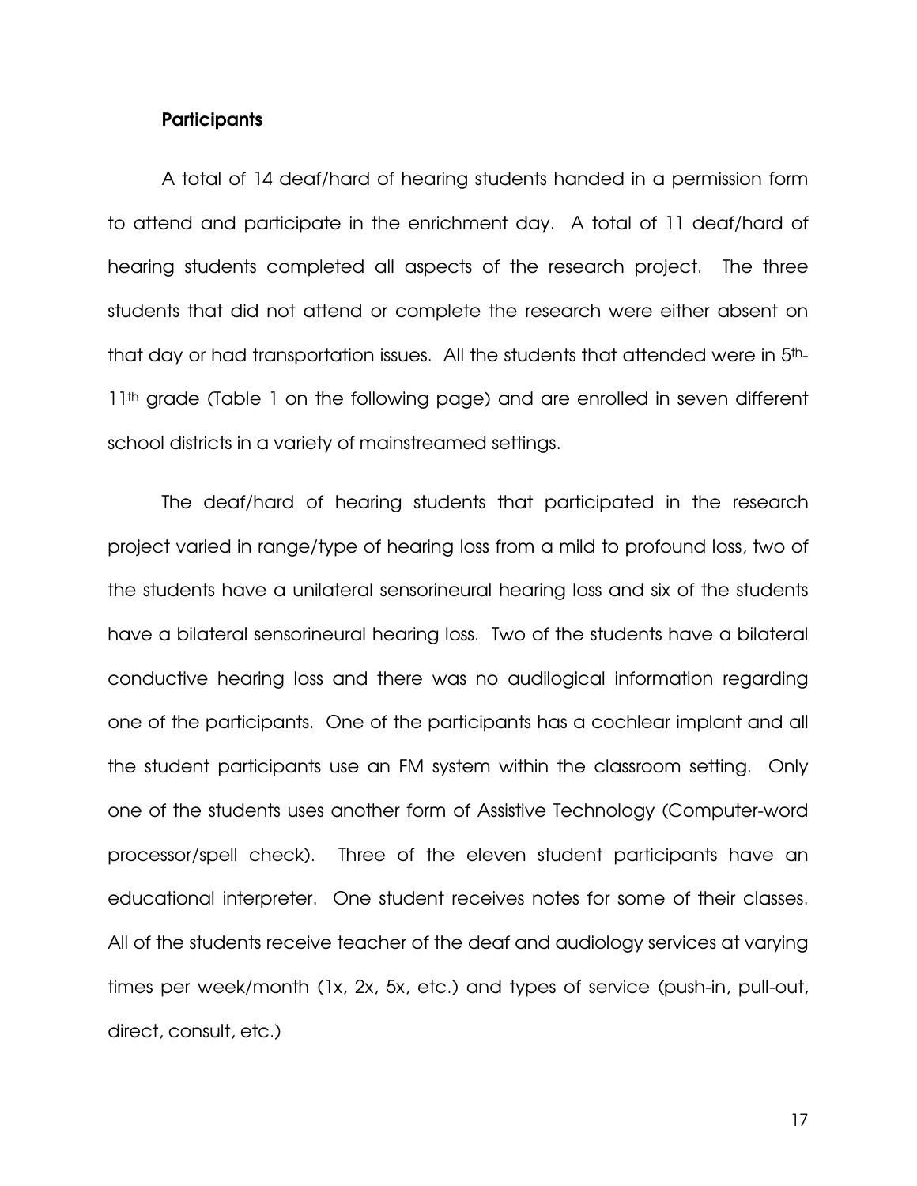**Participants**

A total of 14 deaf/hard of hearing students handed in a permission form to attend and participate in the enrichment day. A total of 11 deaf/hard of hearing students completed all aspects of the research project. The three students that did not attend or complete the research were either absent on that day or had transportation issues. All the students that attended were in 5th-11th grade (Table 1 on the following page) and are enrolled in seven different school districts in a variety of mainstreamed settings.

The deaf/hard of hearing students that participated in the research project varied in range/type of hearing loss from a mild to profound loss, two of the students have a unilateral sensorineural hearing loss and six of the students have a bilateral sensorineural hearing loss. Two of the students have a bilateral conductive hearing loss and there was no audilogical information regarding one of the participants. One of the participants has a cochlear implant and all the student participants use an FM system within the classroom setting. Only one of the students uses another form of Assistive Technology (Computer-word processor/spell check). Three of the eleven student participants have an educational interpreter. One student receives notes for some of their classes. All of the students receive teacher of the deaf and audiology services at varying times per week/month (1x, 2x, 5x, etc.) and types of service (push-in, pull-out, direct, consult, etc.)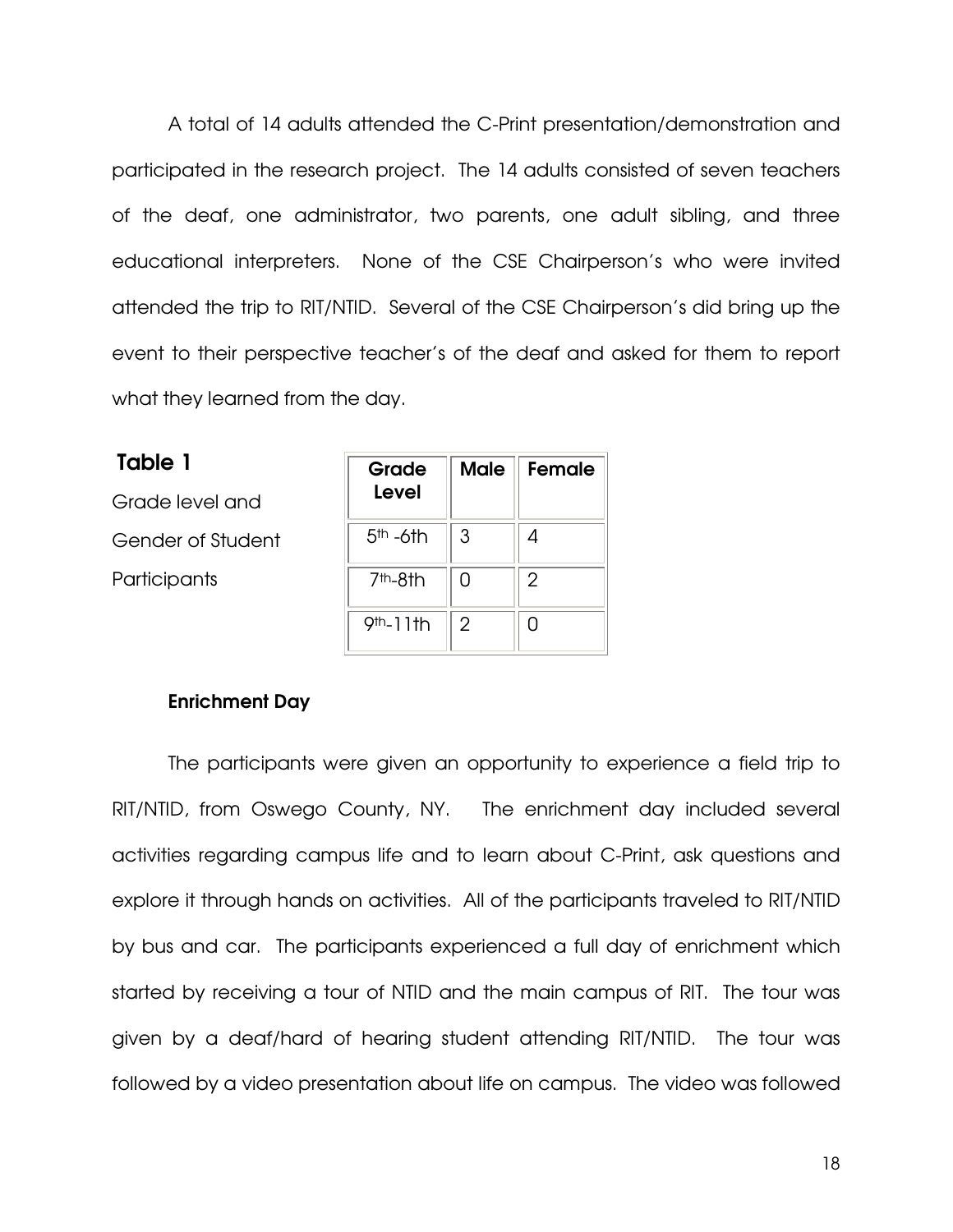A total of 14 adults attended the C-Print presentation/demonstration and participated in the research project. The 14 adults consisted of seven teachers of the deaf, one administrator, two parents, one adult sibling, and three educational interpreters. None of the CSE Chairperson's who were invited attended the trip to RIT/NTID. Several of the CSE Chairperson's did bring up the event to their perspective teacher's of the deaf and asked for them to report what they learned from the day.

**Table 1**

Grade level and Gender of Student Participants

| Grade Level | Male | Female |
|---|---|---|
| 5th -6th | 3 | 4 |
| 7th-8th | 0 | 2 |
| 9th-11th | 2 | 0 |

### Enrichment Day

The participants were given an opportunity to experience a field trip to RIT/NTID, from Oswego County, NY. The enrichment day included several activities regarding campus life and to learn about C-Print, ask questions and explore it through hands on activities. All of the participants traveled to RIT/NTID by bus and car. The participants experienced a full day of enrichment which started by receiving a tour of NTID and the main campus of RIT. The tour was given by a deaf/hard of hearing student attending RIT/NTID. The tour was followed by a video presentation about life on campus. The video was followed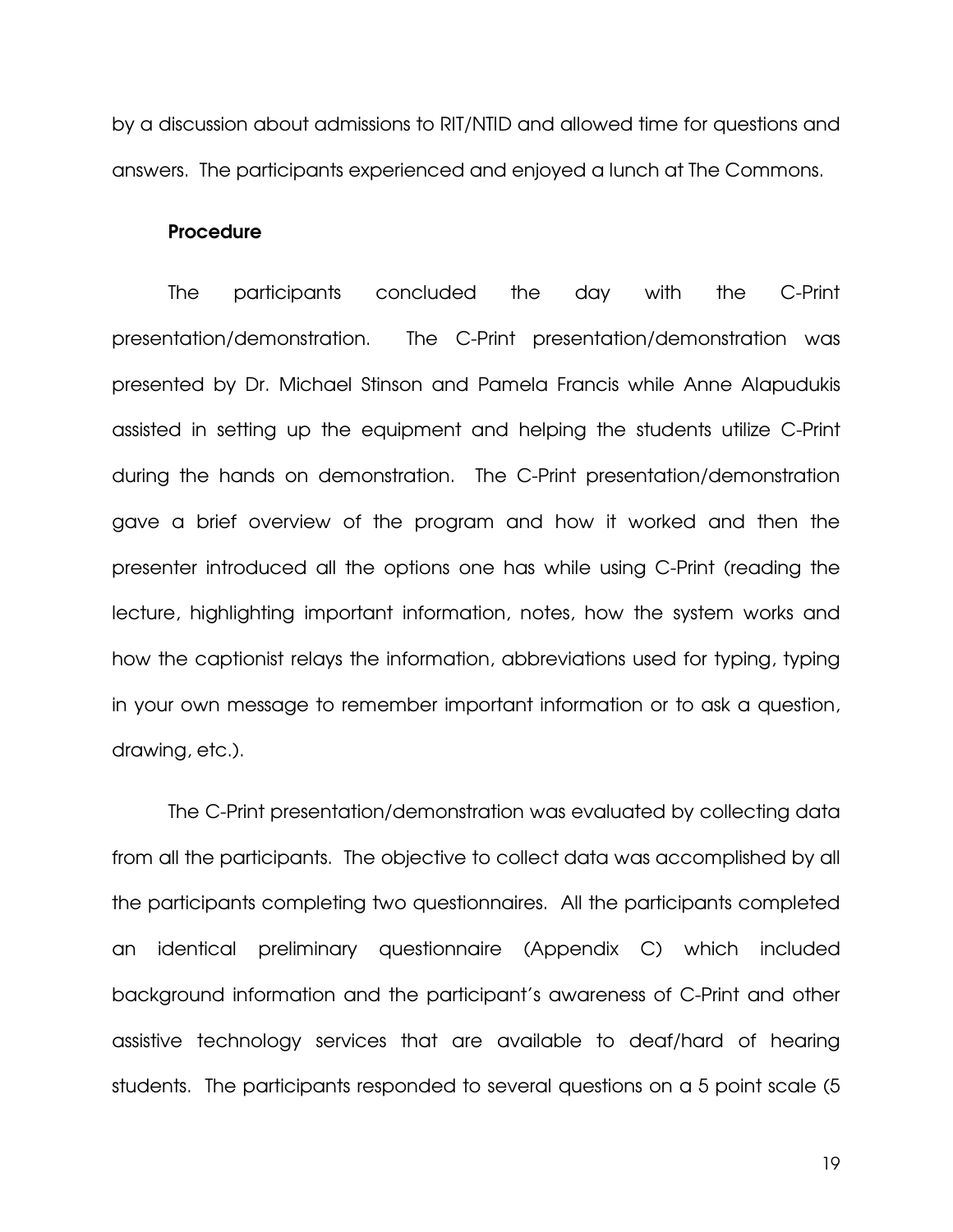by a discussion about admissions to RIT/NTID and allowed time for questions and answers. The participants experienced and enjoyed a lunch at The Commons.

### Procedure

The participants concluded the day with the C-Print presentation/demonstration. The C-Print presentation/demonstration was presented by Dr. Michael Stinson and Pamela Francis while Anne Alapudukis assisted in setting up the equipment and helping the students utilize C-Print during the hands on demonstration. The C-Print presentation/demonstration gave a brief overview of the program and how it worked and then the presenter introduced all the options one has while using C-Print (reading the lecture, highlighting important information, notes, how the system works and how the captionist relays the information, abbreviations used for typing, typing in your own message to remember important information or to ask a question, drawing, etc.).

The C-Print presentation/demonstration was evaluated by collecting data from all the participants. The objective to collect data was accomplished by all the participants completing two questionnaires. All the participants completed an identical preliminary questionnaire (Appendix C) which included background information and the participant's awareness of C-Print and other assistive technology services that are available to deaf/hard of hearing students. The participants responded to several questions on a 5 point scale (5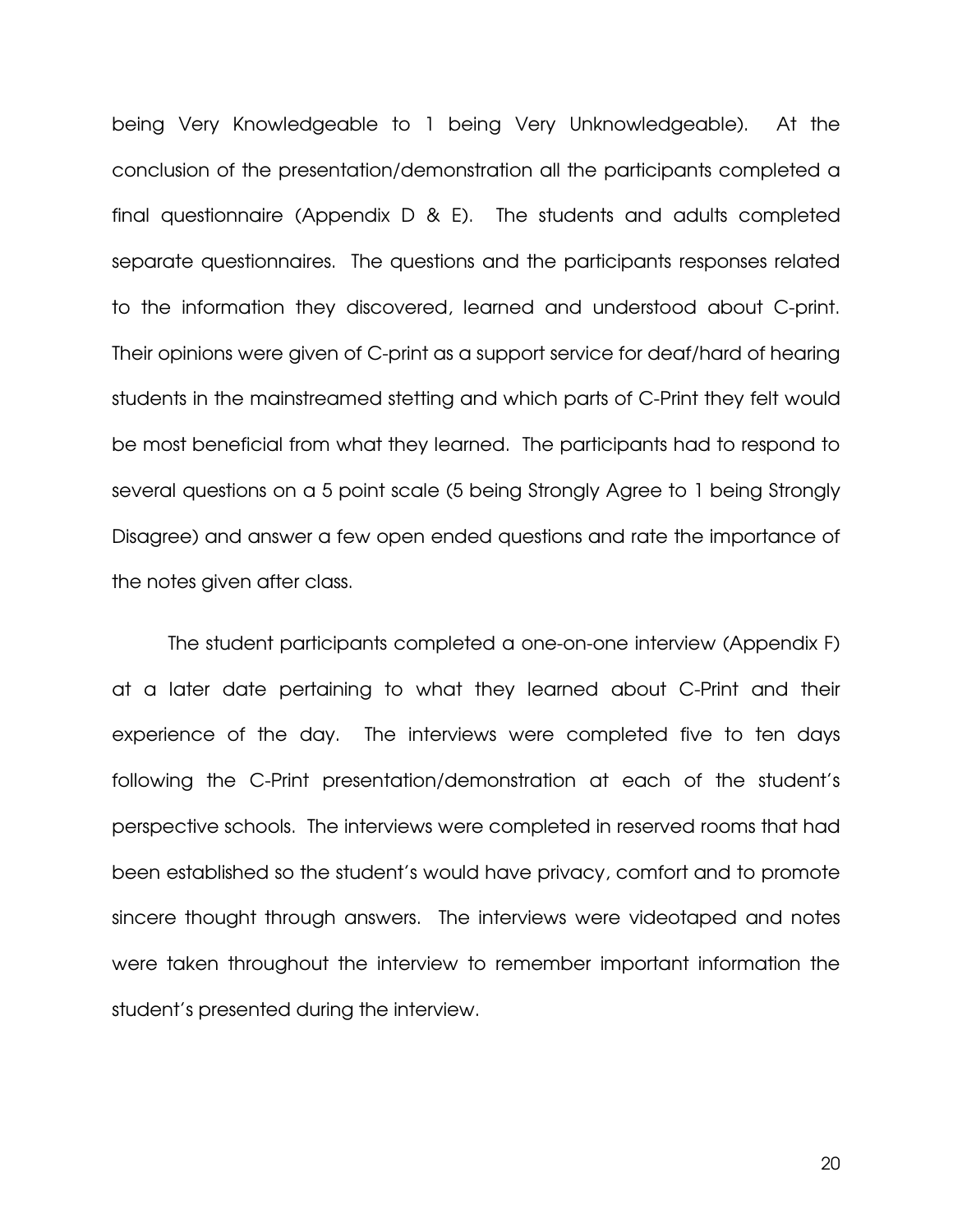being Very Knowledgeable to 1 being Very Unknowledgeable). At the conclusion of the presentation/demonstration all the participants completed a final questionnaire (Appendix D & E). The students and adults completed separate questionnaires. The questions and the participants responses related to the information they discovered, learned and understood about C-print. Their opinions were given of C-print as a support service for deaf/hard of hearing students in the mainstreamed stetting and which parts of C-Print they felt would be most beneficial from what they learned. The participants had to respond to several questions on a 5 point scale (5 being Strongly Agree to 1 being Strongly Disagree) and answer a few open ended questions and rate the importance of the notes given after class.

The student participants completed a one-on-one interview (Appendix F) at a later date pertaining to what they learned about C-Print and their experience of the day. The interviews were completed five to ten days following the C-Print presentation/demonstration at each of the student's perspective schools. The interviews were completed in reserved rooms that had been established so the student's would have privacy, comfort and to promote sincere thought through answers. The interviews were videotaped and notes were taken throughout the interview to remember important information the student's presented during the interview.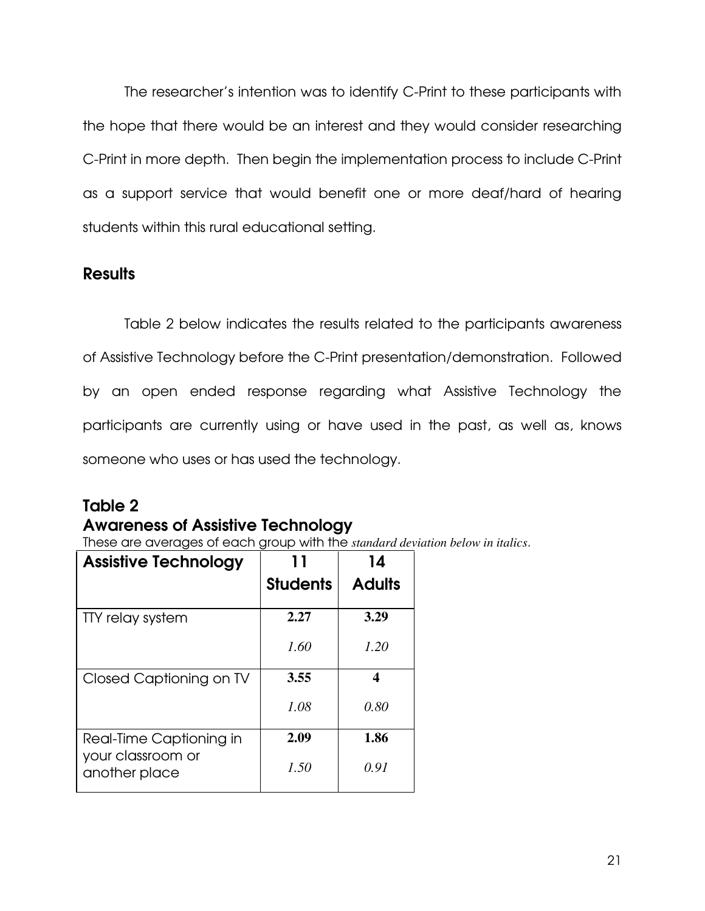The researcher's intention was to identify C-Print to these participants with the hope that there would be an interest and they would consider researching C-Print in more depth. Then begin the implementation process to include C-Print as a support service that would benefit one or more deaf/hard of hearing students within this rural educational setting.

## Results

Table 2 below indicates the results related to the participants awareness of Assistive Technology before the C-Print presentation/demonstration. Followed by an open ended response regarding what Assistive Technology the participants are currently using or have used in the past, as well as, knows someone who uses or has used the technology.

### Table 2
### Awareness of Assistive Technology

These are averages of each group with the *standard deviation below in italics*.

| Assistive Technology | 11 Students | 14 Adults |
|---|---|---|
| TTY relay system | **2.27** | **3.29** |
| | *1.60* | *1.20* |
| Closed Captioning on TV | **3.55** | **4** |
| | *1.08* | *0.80* |
| Real-Time Captioning in your classroom or another place | **2.09** | **1.86** |
| | *1.50* | *0.91* |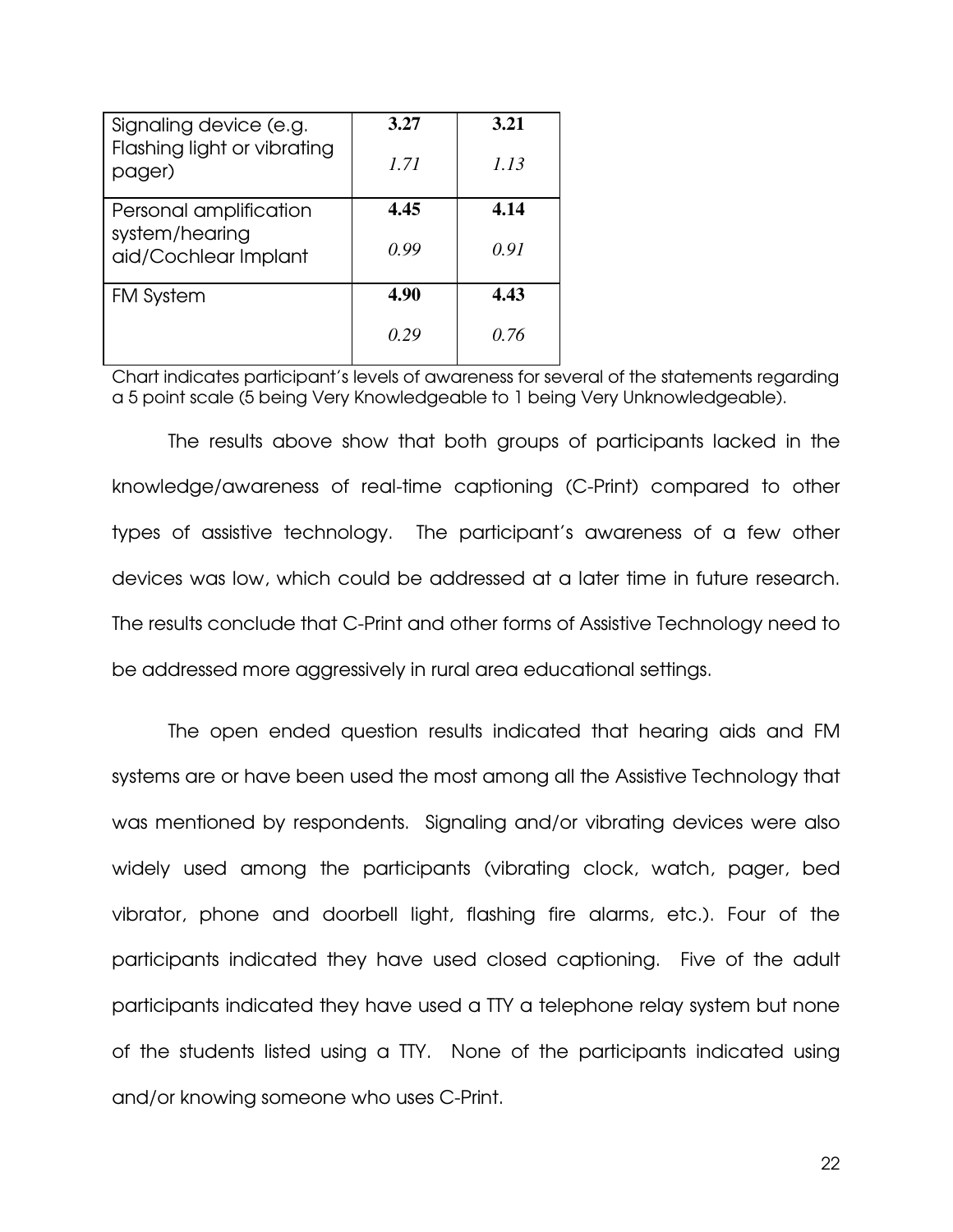| | | |
|---|---|---|
| Signaling device (e.g. Flashing light or vibrating pager) | **3.27**<br>*1.71* | **3.21**<br>*1.13* |
| Personal amplification system/hearing aid/Cochlear Implant | **4.45**<br>*0.99* | **4.14**<br>*0.91* |
| FM System | **4.90**<br>*0.29* | **4.43**<br>*0.76* |

Chart indicates participant's levels of awareness for several of the statements regarding a 5 point scale (5 being Very Knowledgeable to 1 being Very Unknowledgeable).

The results above show that both groups of participants lacked in the knowledge/awareness of real-time captioning (C-Print) compared to other types of assistive technology. The participant's awareness of a few other devices was low, which could be addressed at a later time in future research. The results conclude that C-Print and other forms of Assistive Technology need to be addressed more aggressively in rural area educational settings.

The open ended question results indicated that hearing aids and FM systems are or have been used the most among all the Assistive Technology that was mentioned by respondents. Signaling and/or vibrating devices were also widely used among the participants (vibrating clock, watch, pager, bed vibrator, phone and doorbell light, flashing fire alarms, etc.). Four of the participants indicated they have used closed captioning. Five of the adult participants indicated they have used a TTY a telephone relay system but none of the students listed using a TTY. None of the participants indicated using and/or knowing someone who uses C-Print.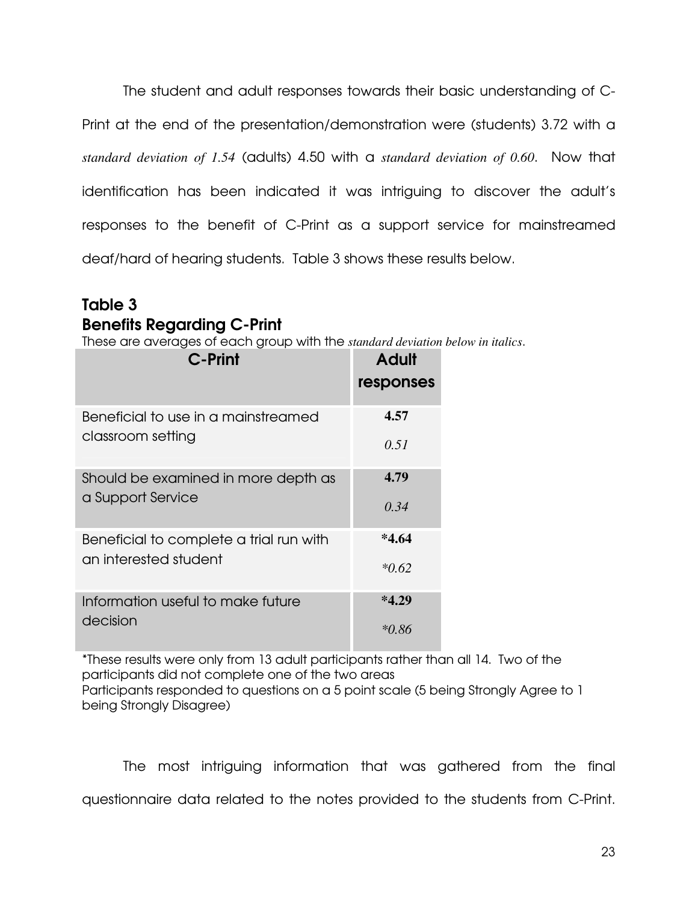The student and adult responses towards their basic understanding of C-Print at the end of the presentation/demonstration were (students) 3.72 with a *standard deviation of 1.54* (adults) 4.50 with a *standard deviation of 0.60.* Now that identification has been indicated it was intriguing to discover the adult's responses to the benefit of C-Print as a support service for mainstreamed deaf/hard of hearing students. Table 3 shows these results below.

## Table 3
## Benefits Regarding C-Print

These are averages of each group with the *standard deviation below in italics.*

| C-Print | Adult responses |
|---|---|
| Beneficial to use in a mainstreamed classroom setting | **4.57**<br>*0.51* |
| Should be examined in more depth as a Support Service | **4.79**<br>*0.34* |
| Beneficial to complete a trial run with an interested student | ***4.64**<br>**0.62* |
| Information useful to make future decision | ***4.29**<br>**0.86* |

*These results were only from 13 adult participants rather than all 14. Two of the participants did not complete one of the two areas
Participants responded to questions on a 5 point scale (5 being Strongly Agree to 1 being Strongly Disagree)

The most intriguing information that was gathered from the final questionnaire data related to the notes provided to the students from C-Print.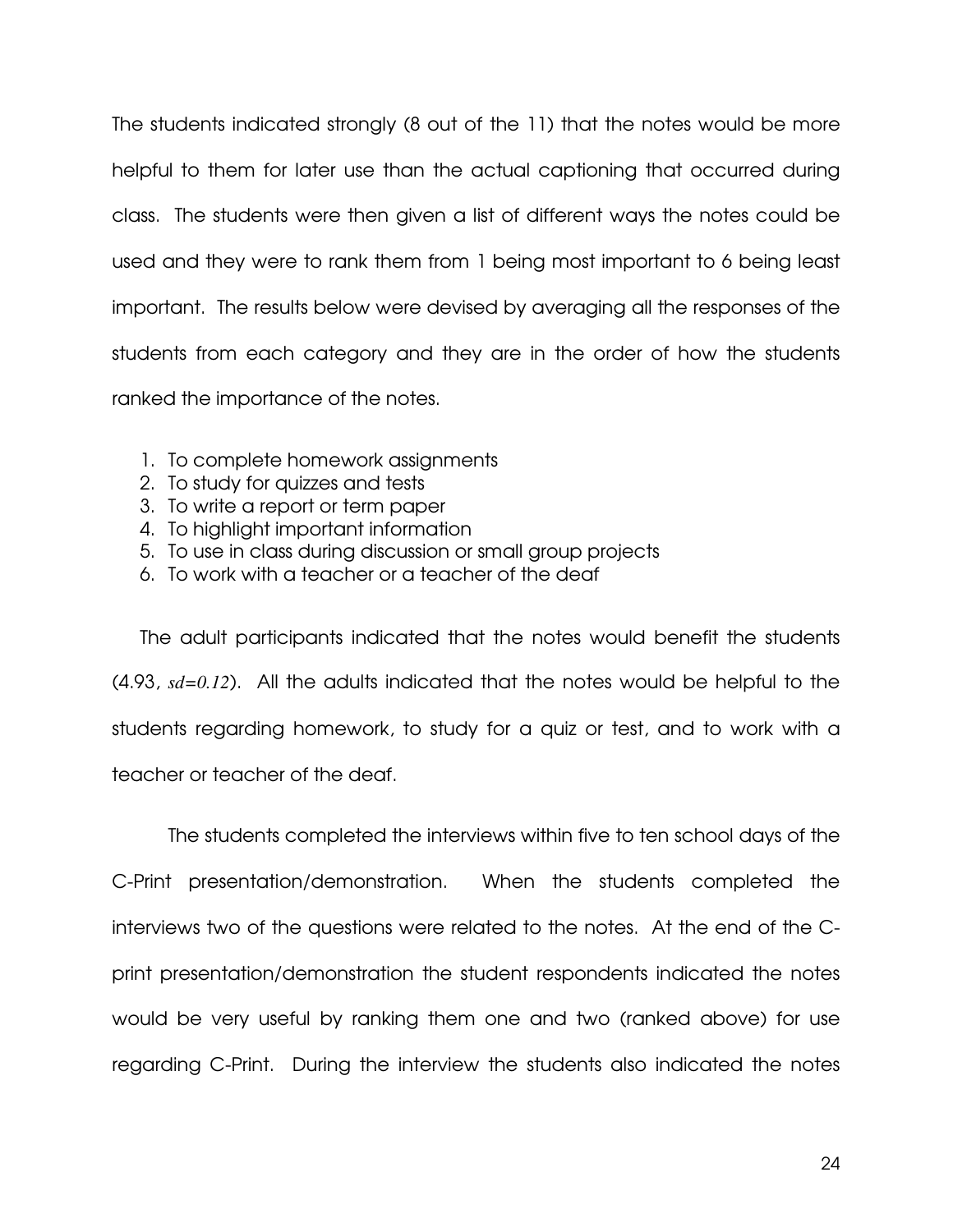The students indicated strongly (8 out of the 11) that the notes would be more helpful to them for later use than the actual captioning that occurred during class. The students were then given a list of different ways the notes could be used and they were to rank them from 1 being most important to 6 being least important. The results below were devised by averaging all the responses of the students from each category and they are in the order of how the students ranked the importance of the notes.

1. To complete homework assignments
2. To study for quizzes and tests
3. To write a report or term paper
4. To highlight important information
5. To use in class during discussion or small group projects
6. To work with a teacher or a teacher of the deaf

The adult participants indicated that the notes would benefit the students (4.93, *sd=0.12*). All the adults indicated that the notes would be helpful to the students regarding homework, to study for a quiz or test, and to work with a teacher or teacher of the deaf.

The students completed the interviews within five to ten school days of the C-Print presentation/demonstration. When the students completed the interviews two of the questions were related to the notes. At the end of the C-print presentation/demonstration the student respondents indicated the notes would be very useful by ranking them one and two (ranked above) for use regarding C-Print. During the interview the students also indicated the notes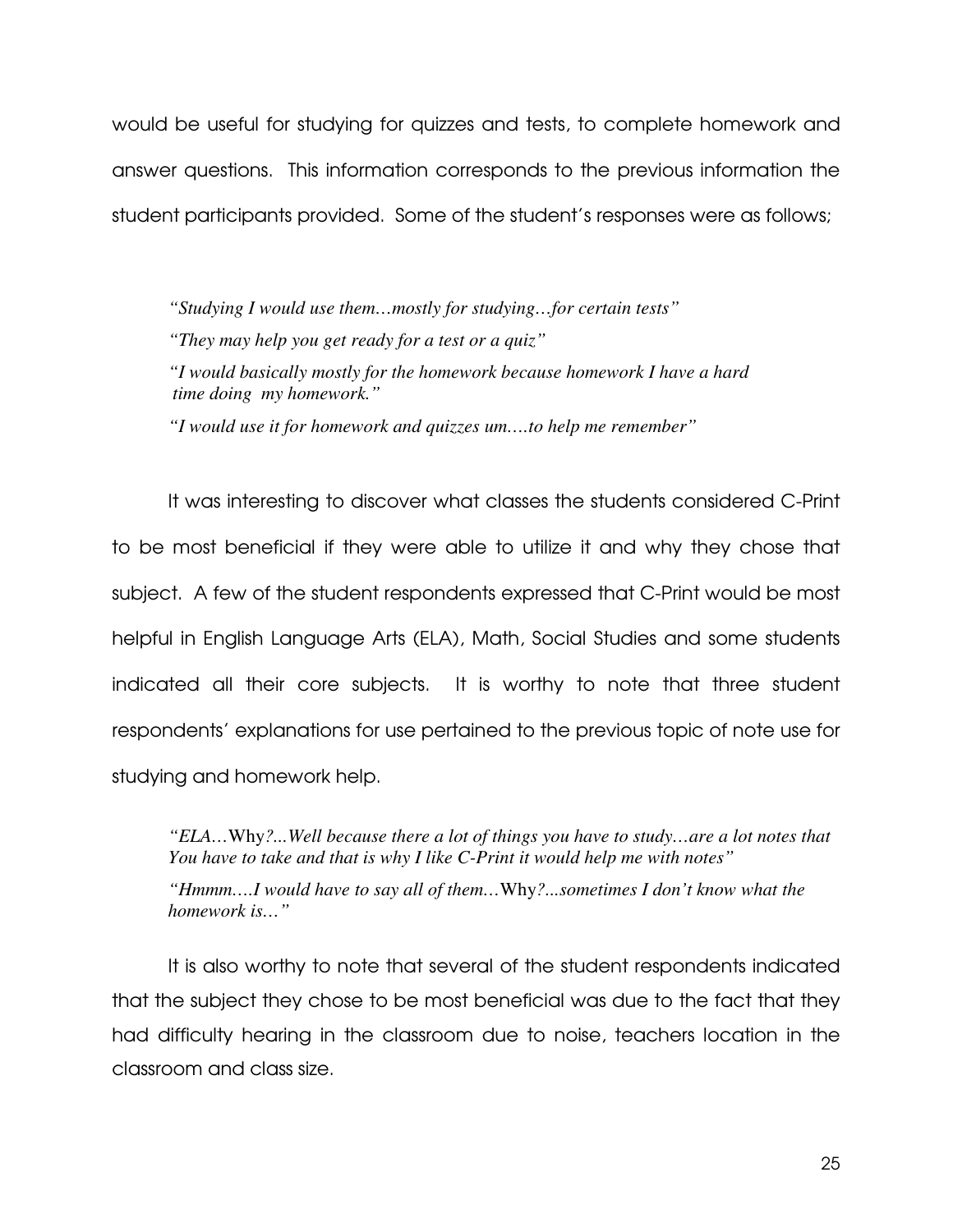would be useful for studying for quizzes and tests, to complete homework and answer questions. This information corresponds to the previous information the student participants provided. Some of the student's responses were as follows;

> *"Studying I would use them…mostly for studying…for certain tests"*
>
> *"They may help you get ready for a test or a quiz"*
>
> *"I would basically mostly for the homework because homework I have a hard time doing my homework."*
>
> *"I would use it for homework and quizzes um….to help me remember"*

It was interesting to discover what classes the students considered C-Print to be most beneficial if they were able to utilize it and why they chose that subject. A few of the student respondents expressed that C-Print would be most helpful in English Language Arts (ELA), Math, Social Studies and some students indicated all their core subjects. It is worthy to note that three student respondents' explanations for use pertained to the previous topic of note use for studying and homework help.

> *"ELA…*Why*?...Well because there a lot of things you have to study…are a lot notes that You have to take and that is why I like C-Print it would help me with notes"*
>
> *"Hmmm….I would have to say all of them…*Why*?...sometimes I don't know what the homework is…"*

It is also worthy to note that several of the student respondents indicated that the subject they chose to be most beneficial was due to the fact that they had difficulty hearing in the classroom due to noise, teachers location in the classroom and class size.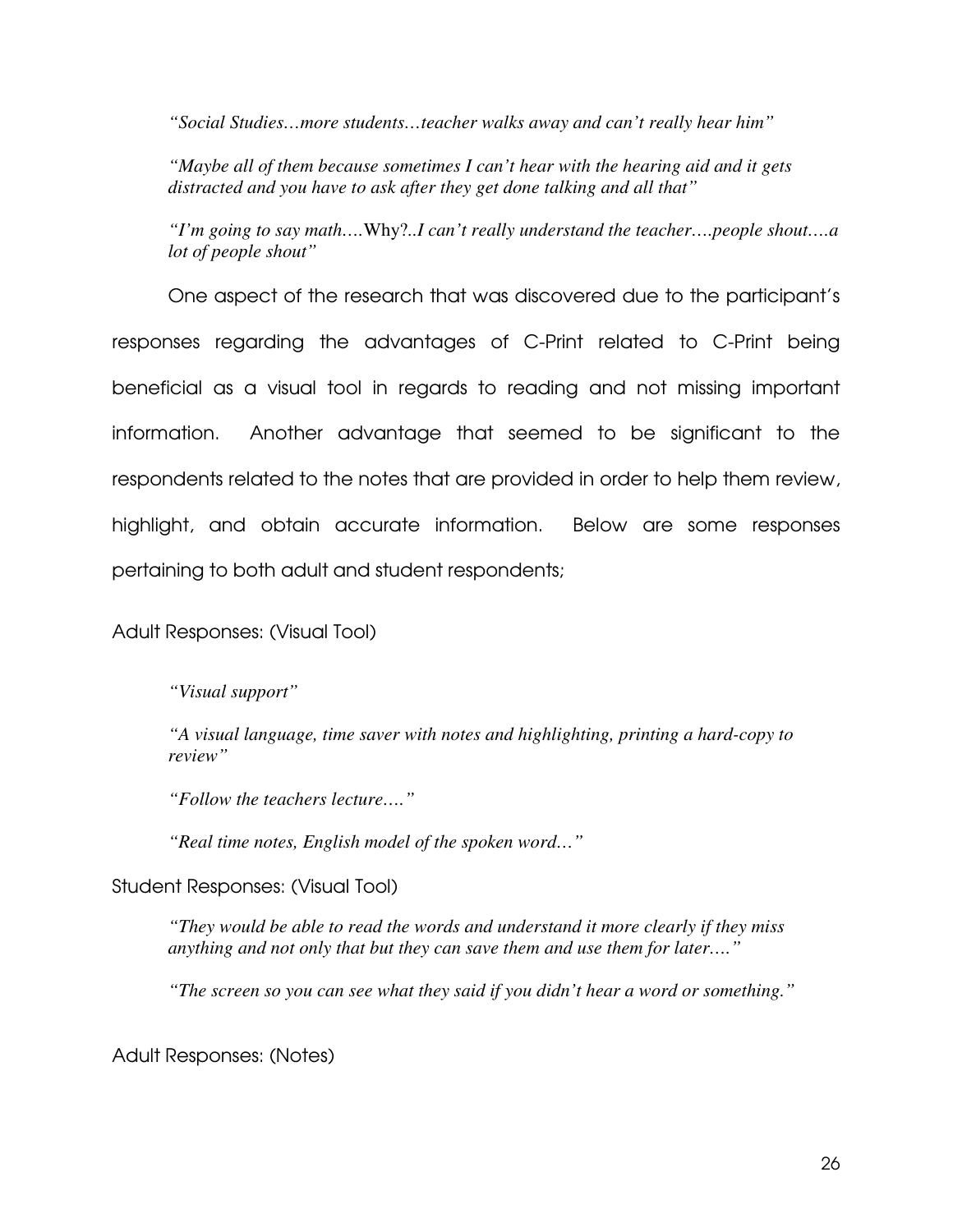*"Social Studies…more students…teacher walks away and can't really hear him"*

*"Maybe all of them because sometimes I can't hear with the hearing aid and it gets distracted and you have to ask after they get done talking and all that"*

*"I'm going to say math….*Why?..*I can't really understand the teacher….people shout….a lot of people shout"*

One aspect of the research that was discovered due to the participant's responses regarding the advantages of C-Print related to C-Print being beneficial as a visual tool in regards to reading and not missing important information. Another advantage that seemed to be significant to the respondents related to the notes that are provided in order to help them review, highlight, and obtain accurate information. Below are some responses pertaining to both adult and student respondents;

Adult Responses: (Visual Tool)

*"Visual support"*

*"A visual language, time saver with notes and highlighting, printing a hard-copy to review"*

*"Follow the teachers lecture…."*

*"Real time notes, English model of the spoken word…"*

Student Responses: (Visual Tool)

*"They would be able to read the words and understand it more clearly if they miss anything and not only that but they can save them and use them for later…."*

*"The screen so you can see what they said if you didn't hear a word or something."*

Adult Responses: (Notes)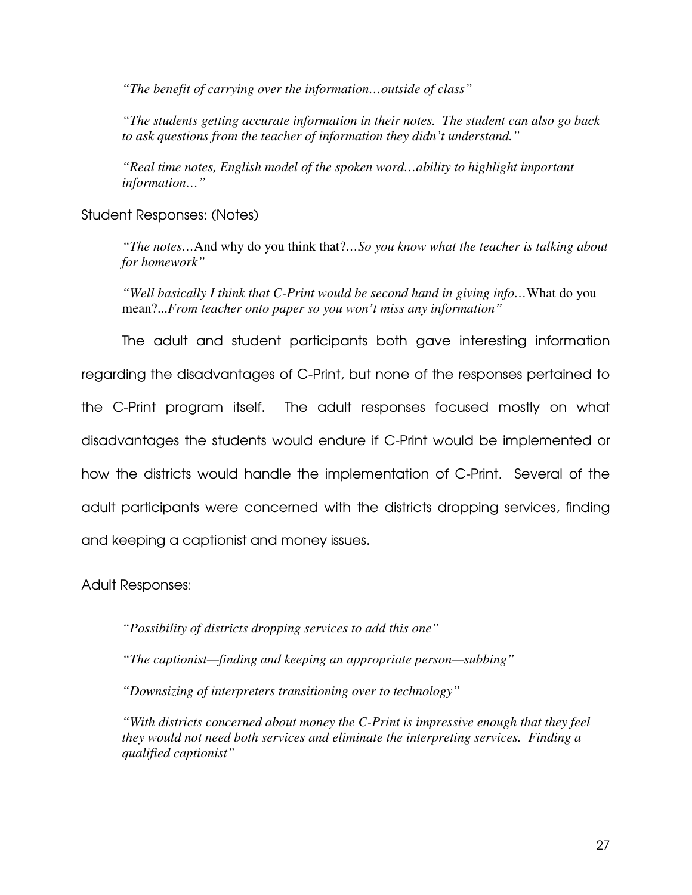> *"The benefit of carrying over the information…outside of class"*

> *"The students getting accurate information in their notes. The student can also go back to ask questions from the teacher of information they didn't understand."*

> *"Real time notes, English model of the spoken word…ability to highlight important information…"*

Student Responses: (Notes)

> *"The notes…*And why do you think that?*…So you know what the teacher is talking about for homework"*

> *"Well basically I think that C-Print would be second hand in giving info…*What do you mean?*...From teacher onto paper so you won't miss any information"*

The adult and student participants both gave interesting information regarding the disadvantages of C-Print, but none of the responses pertained to the C-Print program itself. The adult responses focused mostly on what disadvantages the students would endure if C-Print would be implemented or how the districts would handle the implementation of C-Print. Several of the adult participants were concerned with the districts dropping services, finding and keeping a captionist and money issues.

Adult Responses:

> *"Possibility of districts dropping services to add this one"*

> *"The captionist—finding and keeping an appropriate person—subbing"*

> *"Downsizing of interpreters transitioning over to technology"*

> *"With districts concerned about money the C-Print is impressive enough that they feel they would not need both services and eliminate the interpreting services. Finding a qualified captionist"*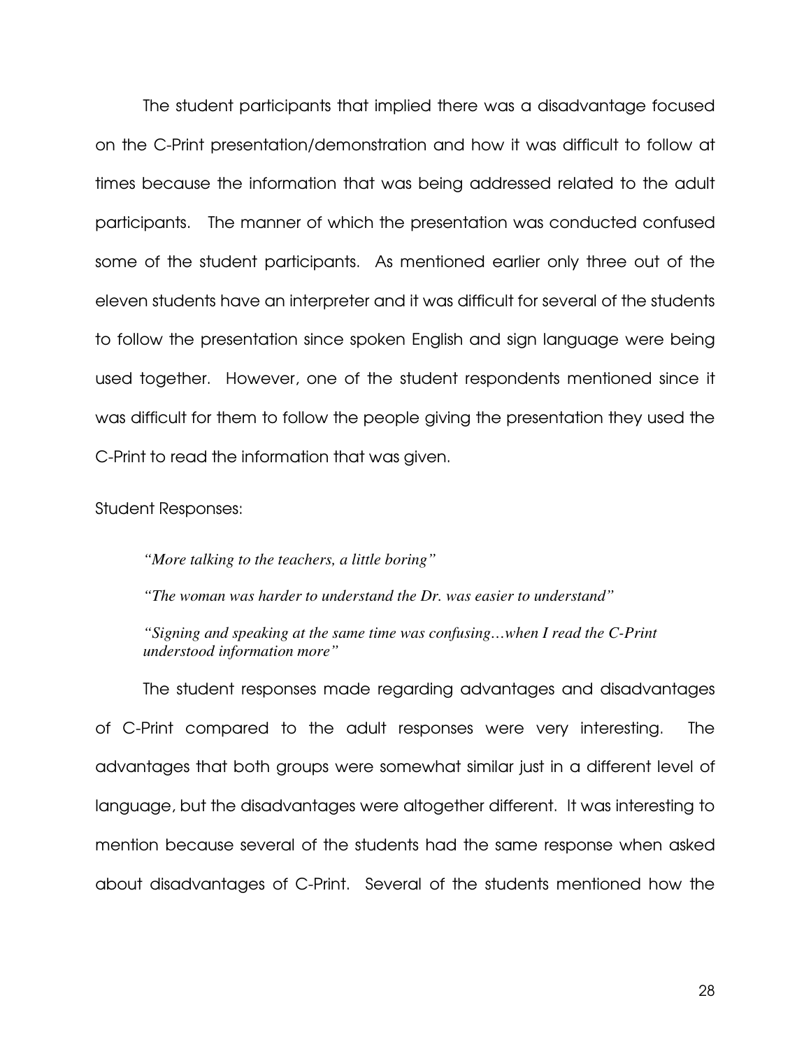The student participants that implied there was a disadvantage focused on the C-Print presentation/demonstration and how it was difficult to follow at times because the information that was being addressed related to the adult participants. The manner of which the presentation was conducted confused some of the student participants. As mentioned earlier only three out of the eleven students have an interpreter and it was difficult for several of the students to follow the presentation since spoken English and sign language were being used together. However, one of the student respondents mentioned since it was difficult for them to follow the people giving the presentation they used the C-Print to read the information that was given.

Student Responses:

> *"More talking to the teachers, a little boring"*
>
> *"The woman was harder to understand the Dr. was easier to understand"*
>
> *"Signing and speaking at the same time was confusing…when I read the C-Print understood information more"*

The student responses made regarding advantages and disadvantages of C-Print compared to the adult responses were very interesting. The advantages that both groups were somewhat similar just in a different level of language, but the disadvantages were altogether different. It was interesting to mention because several of the students had the same response when asked about disadvantages of C-Print. Several of the students mentioned how the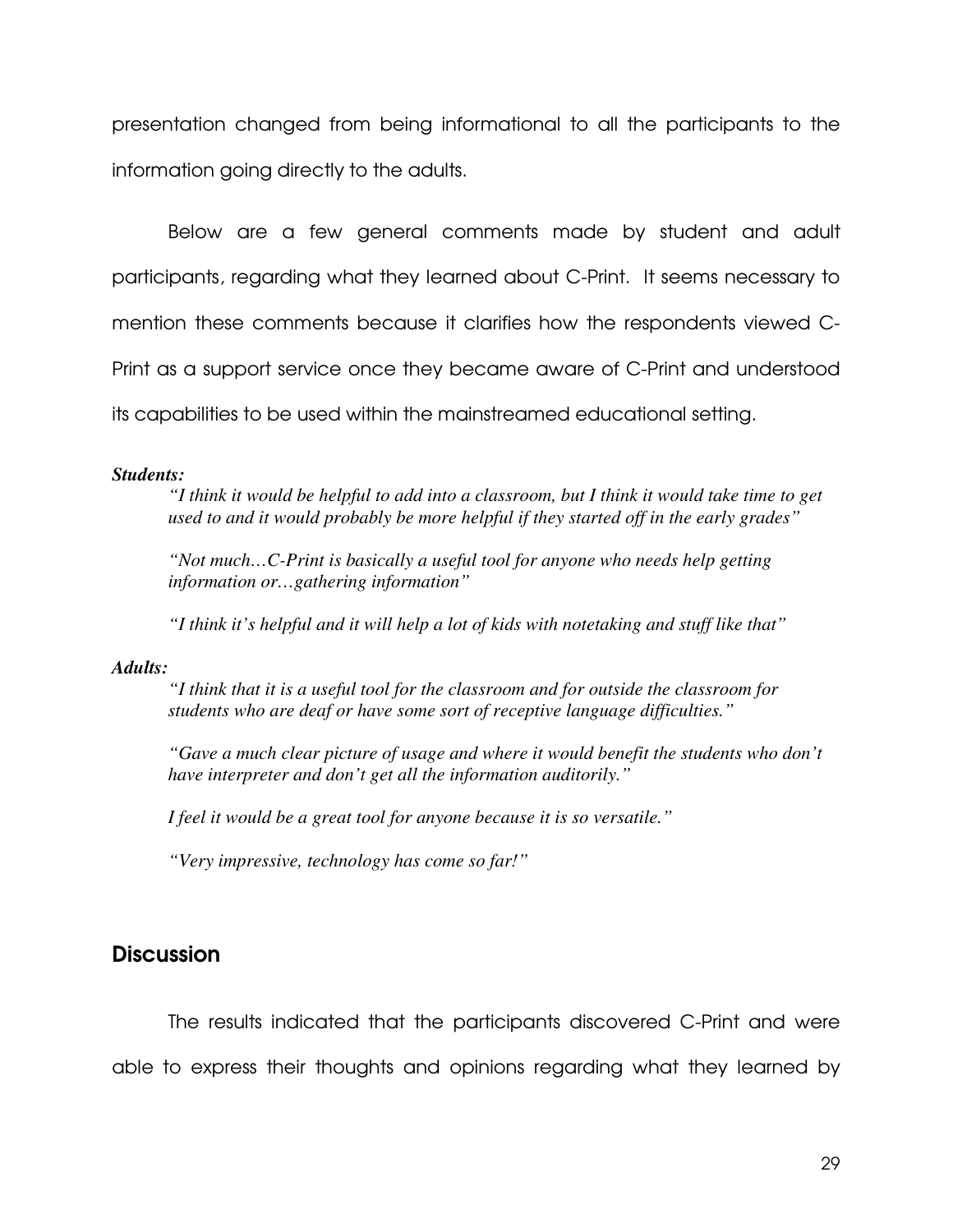presentation changed from being informational to all the participants to the information going directly to the adults.

Below are a few general comments made by student and adult participants, regarding what they learned about C-Print. It seems necessary to mention these comments because it clarifies how the respondents viewed C-Print as a support service once they became aware of C-Print and understood its capabilities to be used within the mainstreamed educational setting.

***Students:***

> *"I think it would be helpful to add into a classroom, but I think it would take time to get used to and it would probably be more helpful if they started off in the early grades"*
>
> *"Not much…C-Print is basically a useful tool for anyone who needs help getting information or…gathering information"*
>
> *"I think it's helpful and it will help a lot of kids with notetaking and stuff like that"*

***Adults:***

> *"I think that it is a useful tool for the classroom and for outside the classroom for students who are deaf or have some sort of receptive language difficulties."*
>
> *"Gave a much clear picture of usage and where it would benefit the students who don't have interpreter and don't get all the information auditorily."*
>
> *I feel it would be a great tool for anyone because it is so versatile."*
>
> *"Very impressive, technology has come so far!"*

## Discussion

The results indicated that the participants discovered C-Print and were able to express their thoughts and opinions regarding what they learned by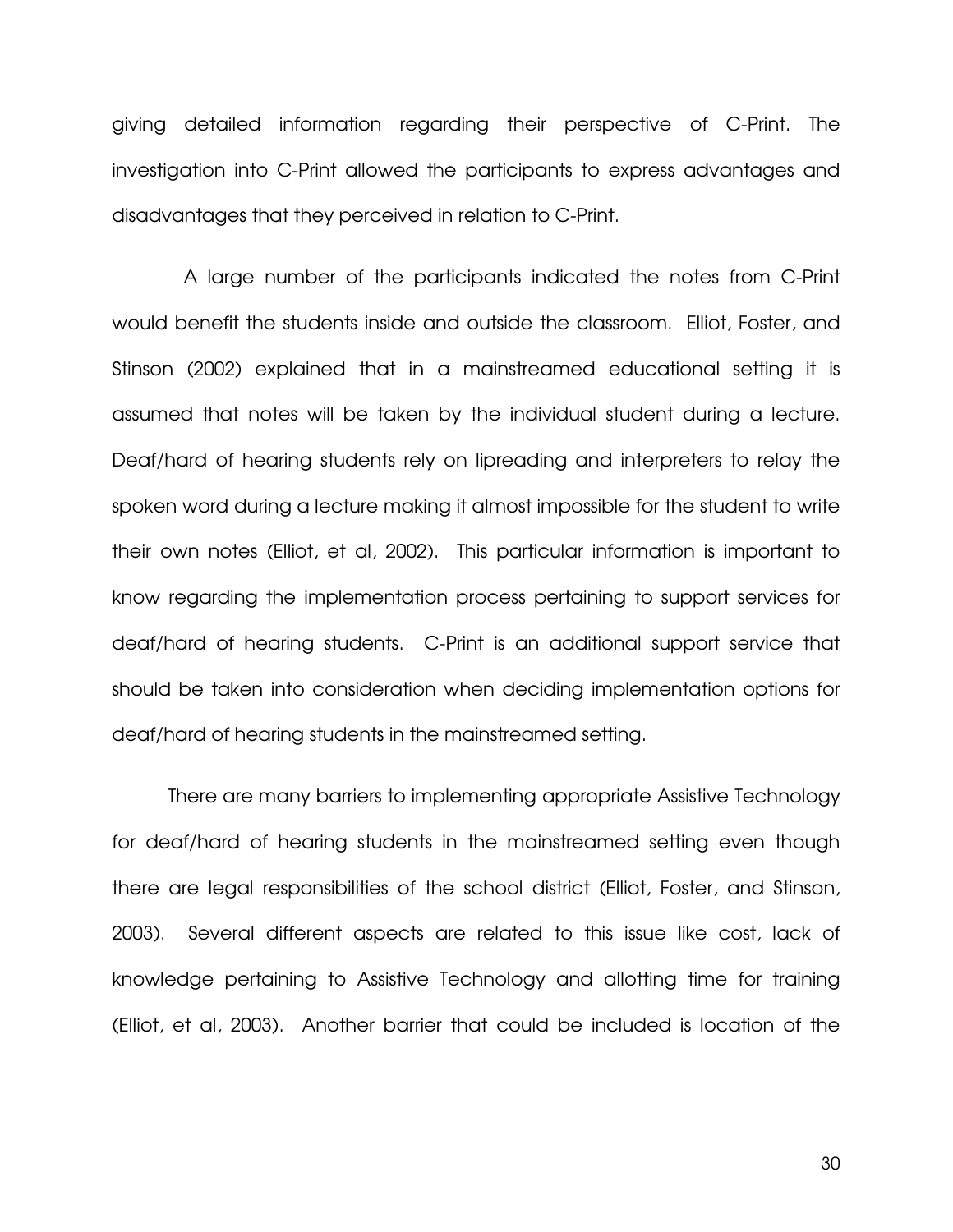giving detailed information regarding their perspective of C-Print. The investigation into C-Print allowed the participants to express advantages and disadvantages that they perceived in relation to C-Print.

A large number of the participants indicated the notes from C-Print would benefit the students inside and outside the classroom. Elliot, Foster, and Stinson (2002) explained that in a mainstreamed educational setting it is assumed that notes will be taken by the individual student during a lecture. Deaf/hard of hearing students rely on lipreading and interpreters to relay the spoken word during a lecture making it almost impossible for the student to write their own notes (Elliot, et al, 2002). This particular information is important to know regarding the implementation process pertaining to support services for deaf/hard of hearing students. C-Print is an additional support service that should be taken into consideration when deciding implementation options for deaf/hard of hearing students in the mainstreamed setting.

There are many barriers to implementing appropriate Assistive Technology for deaf/hard of hearing students in the mainstreamed setting even though there are legal responsibilities of the school district (Elliot, Foster, and Stinson, 2003). Several different aspects are related to this issue like cost, lack of knowledge pertaining to Assistive Technology and allotting time for training (Elliot, et al, 2003). Another barrier that could be included is location of the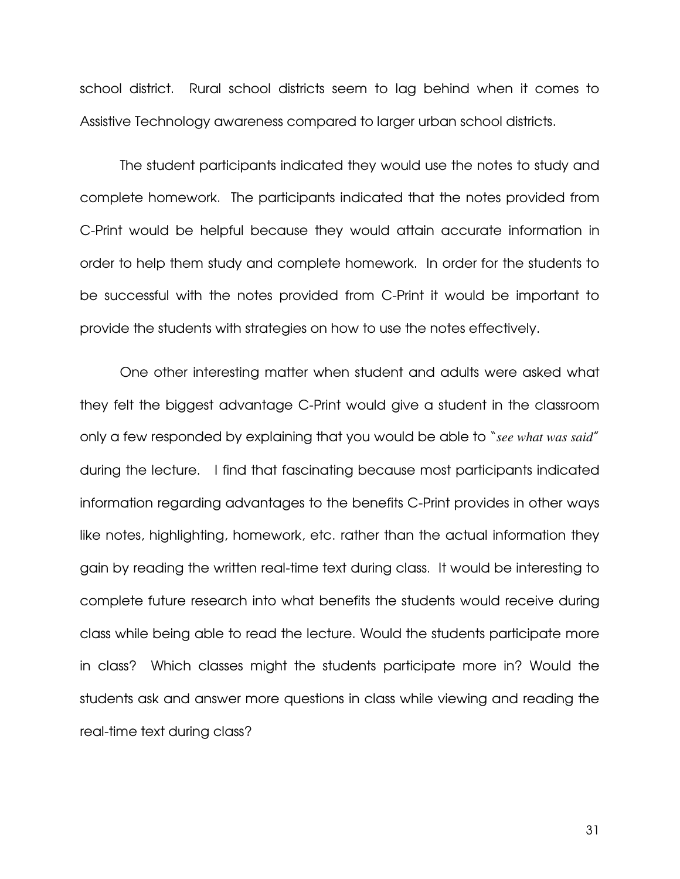school district. Rural school districts seem to lag behind when it comes to Assistive Technology awareness compared to larger urban school districts.

The student participants indicated they would use the notes to study and complete homework. The participants indicated that the notes provided from C-Print would be helpful because they would attain accurate information in order to help them study and complete homework. In order for the students to be successful with the notes provided from C-Print it would be important to provide the students with strategies on how to use the notes effectively.

One other interesting matter when student and adults were asked what they felt the biggest advantage C-Print would give a student in the classroom only a few responded by explaining that you would be able to "*see what was said*" during the lecture. I find that fascinating because most participants indicated information regarding advantages to the benefits C-Print provides in other ways like notes, highlighting, homework, etc. rather than the actual information they gain by reading the written real-time text during class. It would be interesting to complete future research into what benefits the students would receive during class while being able to read the lecture. Would the students participate more in class? Which classes might the students participate more in? Would the students ask and answer more questions in class while viewing and reading the real-time text during class?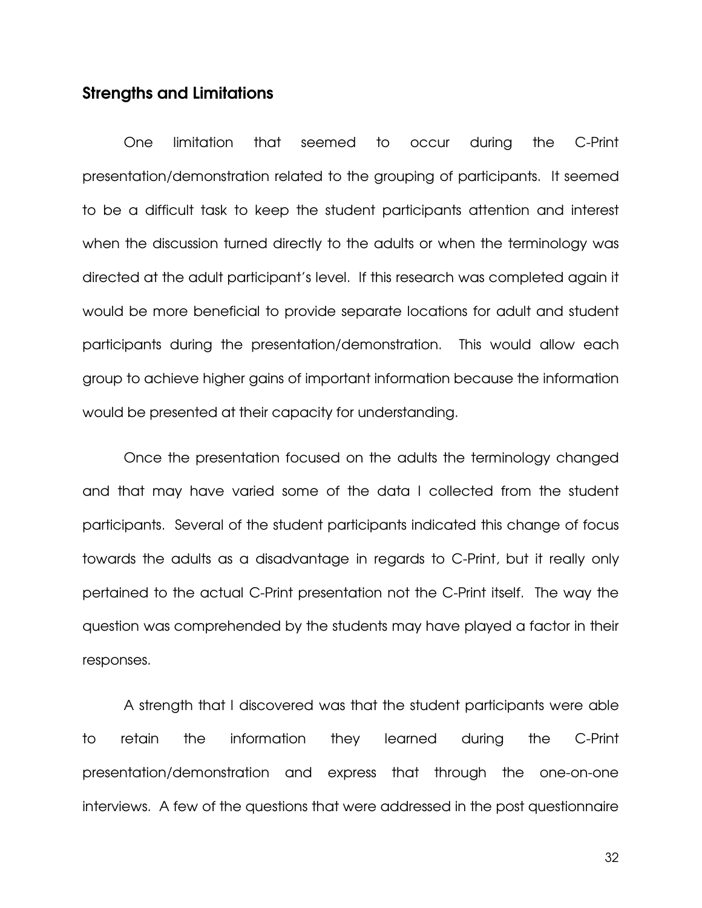## Strengths and Limitations

One limitation that seemed to occur during the C-Print presentation/demonstration related to the grouping of participants. It seemed to be a difficult task to keep the student participants attention and interest when the discussion turned directly to the adults or when the terminology was directed at the adult participant's level. If this research was completed again it would be more beneficial to provide separate locations for adult and student participants during the presentation/demonstration. This would allow each group to achieve higher gains of important information because the information would be presented at their capacity for understanding.

Once the presentation focused on the adults the terminology changed and that may have varied some of the data I collected from the student participants. Several of the student participants indicated this change of focus towards the adults as a disadvantage in regards to C-Print, but it really only pertained to the actual C-Print presentation not the C-Print itself. The way the question was comprehended by the students may have played a factor in their responses.

A strength that I discovered was that the student participants were able to retain the information they learned during the C-Print presentation/demonstration and express that through the one-on-one interviews. A few of the questions that were addressed in the post questionnaire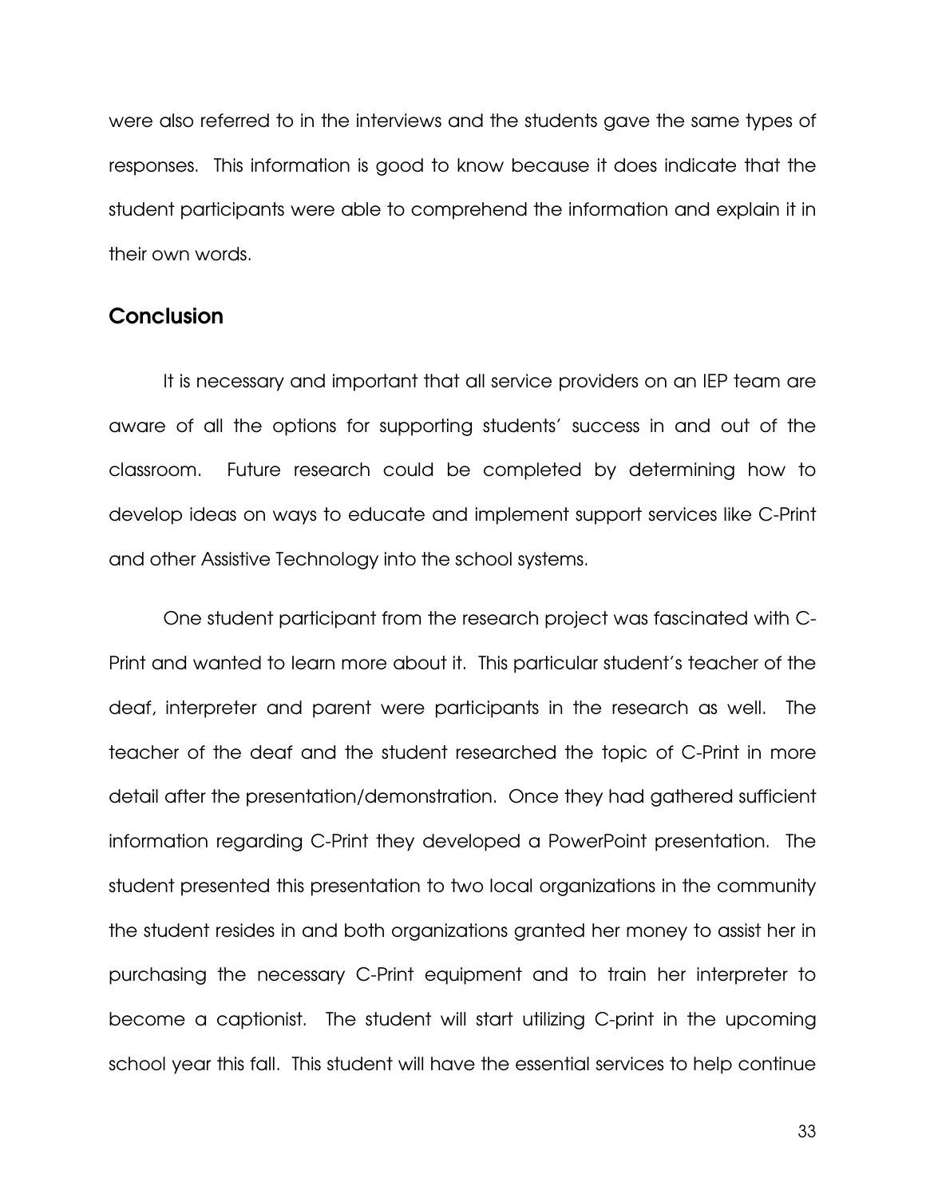were also referred to in the interviews and the students gave the same types of responses. This information is good to know because it does indicate that the student participants were able to comprehend the information and explain it in their own words.

## Conclusion

It is necessary and important that all service providers on an IEP team are aware of all the options for supporting students' success in and out of the classroom. Future research could be completed by determining how to develop ideas on ways to educate and implement support services like C-Print and other Assistive Technology into the school systems.

One student participant from the research project was fascinated with C-Print and wanted to learn more about it. This particular student's teacher of the deaf, interpreter and parent were participants in the research as well. The teacher of the deaf and the student researched the topic of C-Print in more detail after the presentation/demonstration. Once they had gathered sufficient information regarding C-Print they developed a PowerPoint presentation. The student presented this presentation to two local organizations in the community the student resides in and both organizations granted her money to assist her in purchasing the necessary C-Print equipment and to train her interpreter to become a captionist. The student will start utilizing C-print in the upcoming school year this fall. This student will have the essential services to help continue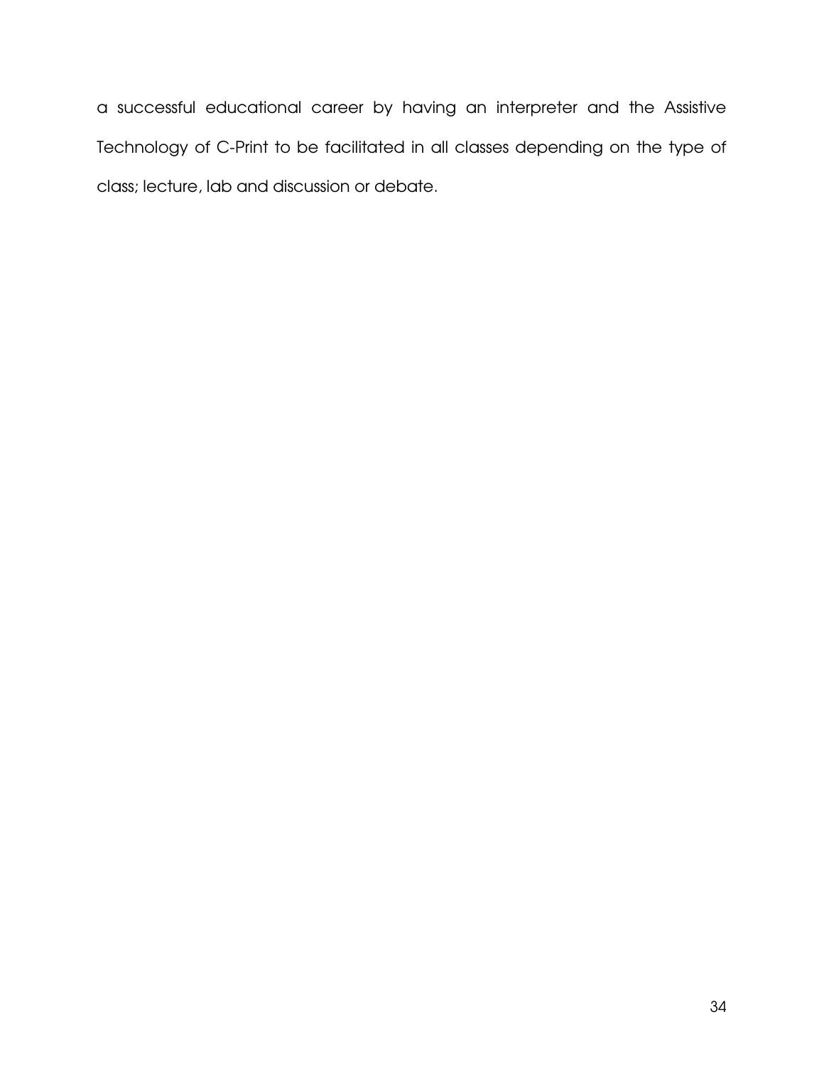a successful educational career by having an interpreter and the Assistive Technology of C-Print to be facilitated in all classes depending on the type of class; lecture, lab and discussion or debate.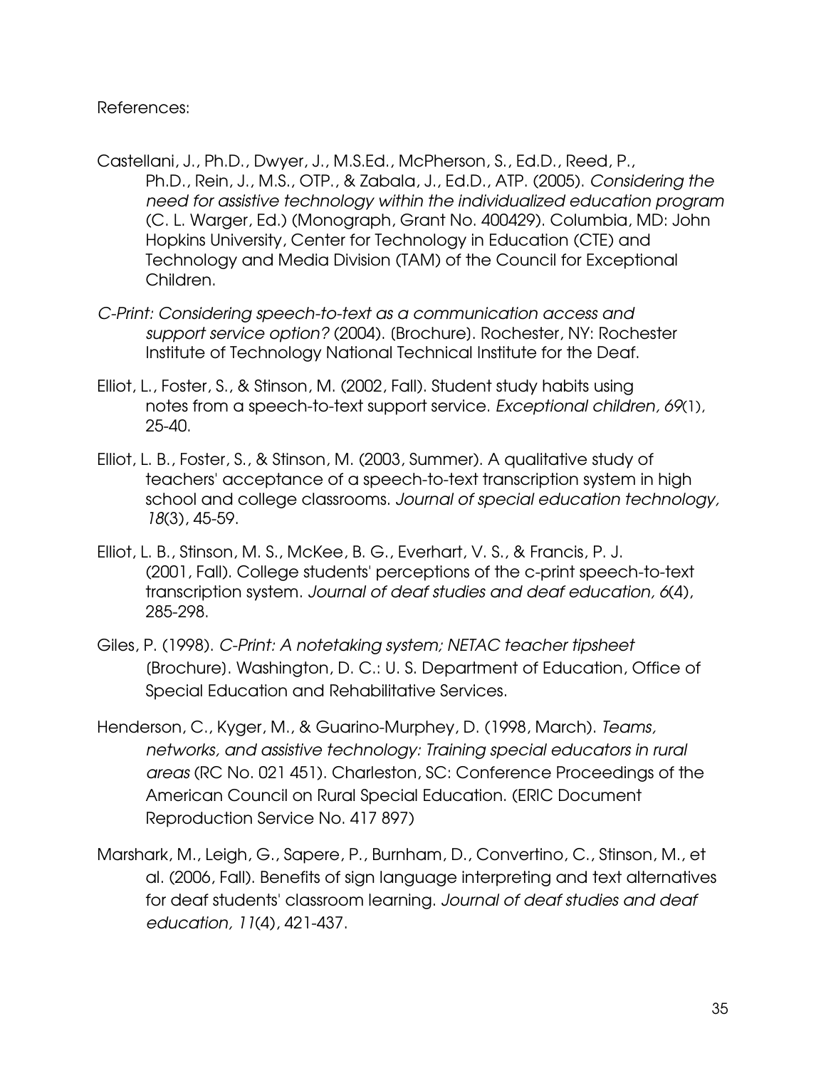References:

Castellani, J., Ph.D., Dwyer, J., M.S.Ed., McPherson, S., Ed.D., Reed, P., Ph.D., Rein, J., M.S., OTP., & Zabala, J., Ed.D., ATP. (2005). *Considering the need for assistive technology within the individualized education program* (C. L. Warger, Ed.) (Monograph, Grant No. 400429). Columbia, MD: John Hopkins University, Center for Technology in Education (CTE) and Technology and Media Division (TAM) of the Council for Exceptional Children.

*C-Print: Considering speech-to-text as a communication access and support service option?* (2004). (Brochure). Rochester, NY: Rochester Institute of Technology National Technical Institute for the Deaf.

Elliot, L., Foster, S., & Stinson, M. (2002, Fall). Student study habits using notes from a speech-to-text support service. *Exceptional children, 69*(1), 25-40.

Elliot, L. B., Foster, S., & Stinson, M. (2003, Summer). A qualitative study of teachers' acceptance of a speech-to-text transcription system in high school and college classrooms. *Journal of special education technology, 18*(3), 45-59.

Elliot, L. B., Stinson, M. S., McKee, B. G., Everhart, V. S., & Francis, P. J. (2001, Fall). College students' perceptions of the c-print speech-to-text transcription system. *Journal of deaf studies and deaf education, 6*(4), 285-298.

Giles, P. (1998). *C-Print: A notetaking system; NETAC teacher tipsheet* (Brochure). Washington, D. C.: U. S. Department of Education, Office of Special Education and Rehabilitative Services.

Henderson, C., Kyger, M., & Guarino-Murphey, D. (1998, March). *Teams, networks, and assistive technology: Training special educators in rural areas* (RC No. 021 451). Charleston, SC: Conference Proceedings of the American Council on Rural Special Education. (ERIC Document Reproduction Service No. 417 897)

Marshark, M., Leigh, G., Sapere, P., Burnham, D., Convertino, C., Stinson, M., et al. (2006, Fall). Benefits of sign language interpreting and text alternatives for deaf students' classroom learning. *Journal of deaf studies and deaf education, 11*(4), 421-437.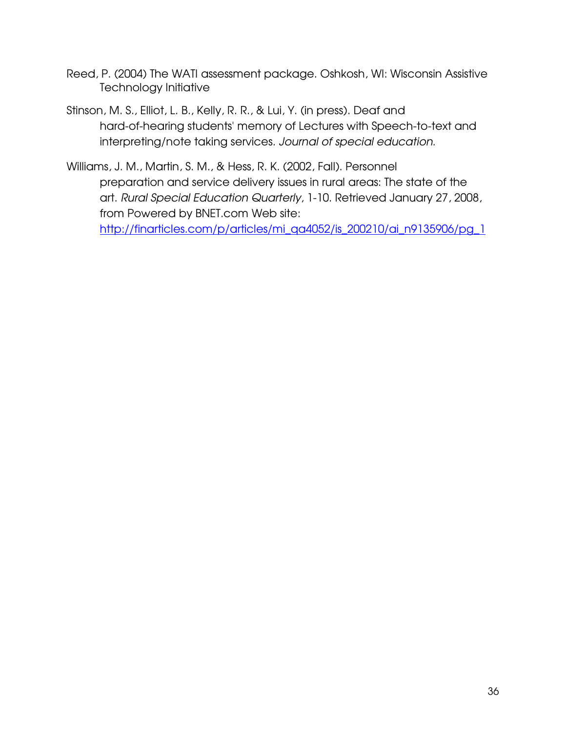Reed, P. (2004) The WATI assessment package. Oshkosh, WI: Wisconsin Assistive Technology Initiative

Stinson, M. S., Elliot, L. B., Kelly, R. R., & Lui, Y. (in press). Deaf and hard-of-hearing students' memory of Lectures with Speech-to-text and interpreting/note taking services. *Journal of special education*.

Williams, J. M., Martin, S. M., & Hess, R. K. (2002, Fall). Personnel preparation and service delivery issues in rural areas: The state of the art. *Rural Special Education Quarterly*, 1-10. Retrieved January 27, 2008, from Powered by BNET.com Web site: http://finarticles.com/p/articles/mi_qa4052/is_200210/ai_n9135906/pg_1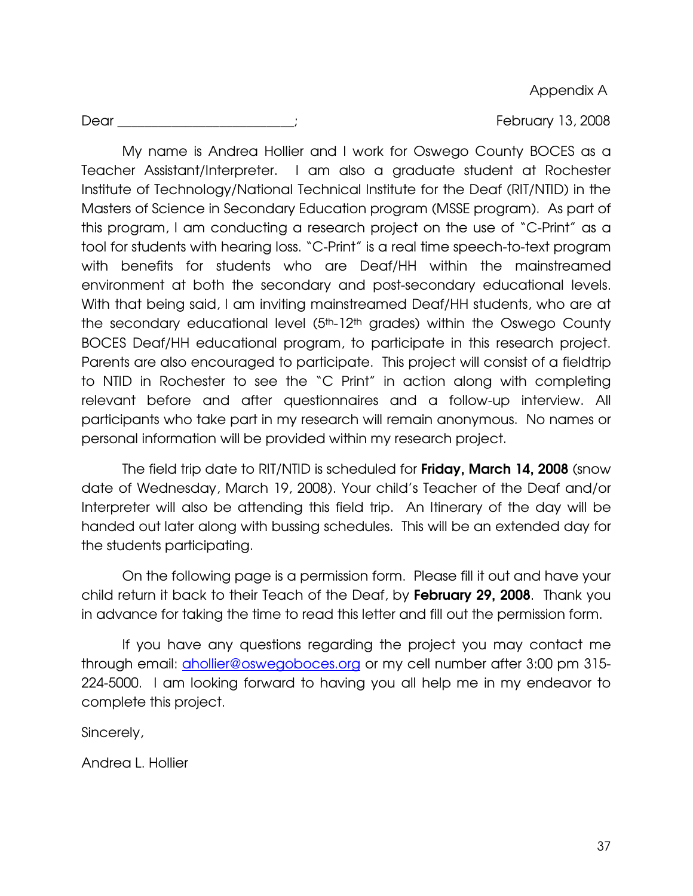Appendix A

Dear ___________________________; February 13, 2008

My name is Andrea Hollier and I work for Oswego County BOCES as a Teacher Assistant/Interpreter. I am also a graduate student at Rochester Institute of Technology/National Technical Institute for the Deaf (RIT/NTID) in the Masters of Science in Secondary Education program (MSSE program). As part of this program, I am conducting a research project on the use of "C-Print" as a tool for students with hearing loss. "C-Print" is a real time speech-to-text program with benefits for students who are Deaf/HH within the mainstreamed environment at both the secondary and post-secondary educational levels. With that being said, I am inviting mainstreamed Deaf/HH students, who are at the secondary educational level (5th-12th grades) within the Oswego County BOCES Deaf/HH educational program, to participate in this research project. Parents are also encouraged to participate. This project will consist of a fieldtrip to NTID in Rochester to see the "C Print" in action along with completing relevant before and after questionnaires and a follow-up interview. All participants who take part in my research will remain anonymous. No names or personal information will be provided within my research project.

The field trip date to RIT/NTID is scheduled for **Friday, March 14, 2008** (snow date of Wednesday, March 19, 2008). Your child's Teacher of the Deaf and/or Interpreter will also be attending this field trip. An Itinerary of the day will be handed out later along with bussing schedules. This will be an extended day for the students participating.

On the following page is a permission form. Please fill it out and have your child return it back to their Teach of the Deaf, by **February 29, 2008**. Thank you in advance for taking the time to read this letter and fill out the permission form.

If you have any questions regarding the project you may contact me through email: ahollier@oswegoboces.org or my cell number after 3:00 pm 315-224-5000. I am looking forward to having you all help me in my endeavor to complete this project.

Sincerely,

Andrea L. Hollier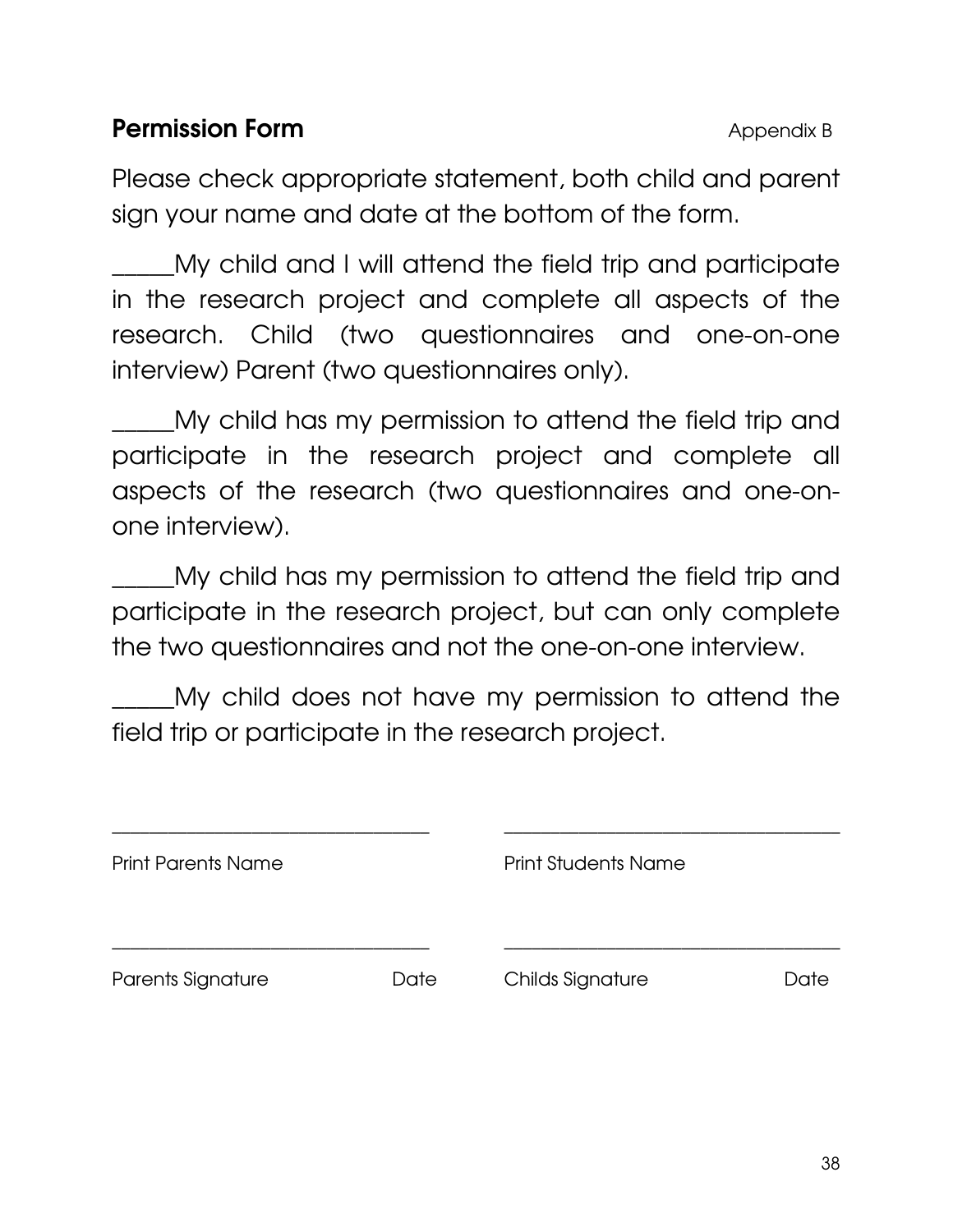## Permission Form

Appendix B

Please check appropriate statement, both child and parent sign your name and date at the bottom of the form.

_____My child and I will attend the field trip and participate in the research project and complete all aspects of the research. Child (two questionnaires and one-on-one interview) Parent (two questionnaires only).

_____My child has my permission to attend the field trip and participate in the research project and complete all aspects of the research (two questionnaires and one-on-one interview).

_____My child has my permission to attend the field trip and participate in the research project, but can only complete the two questionnaires and not the one-on-one interview.

_____My child does not have my permission to attend the field trip or participate in the research project.

________________________________ ________________________________

Print Parents Name Print Students Name

________________________________ ________________________________

Parents Signature Date Childs Signature Date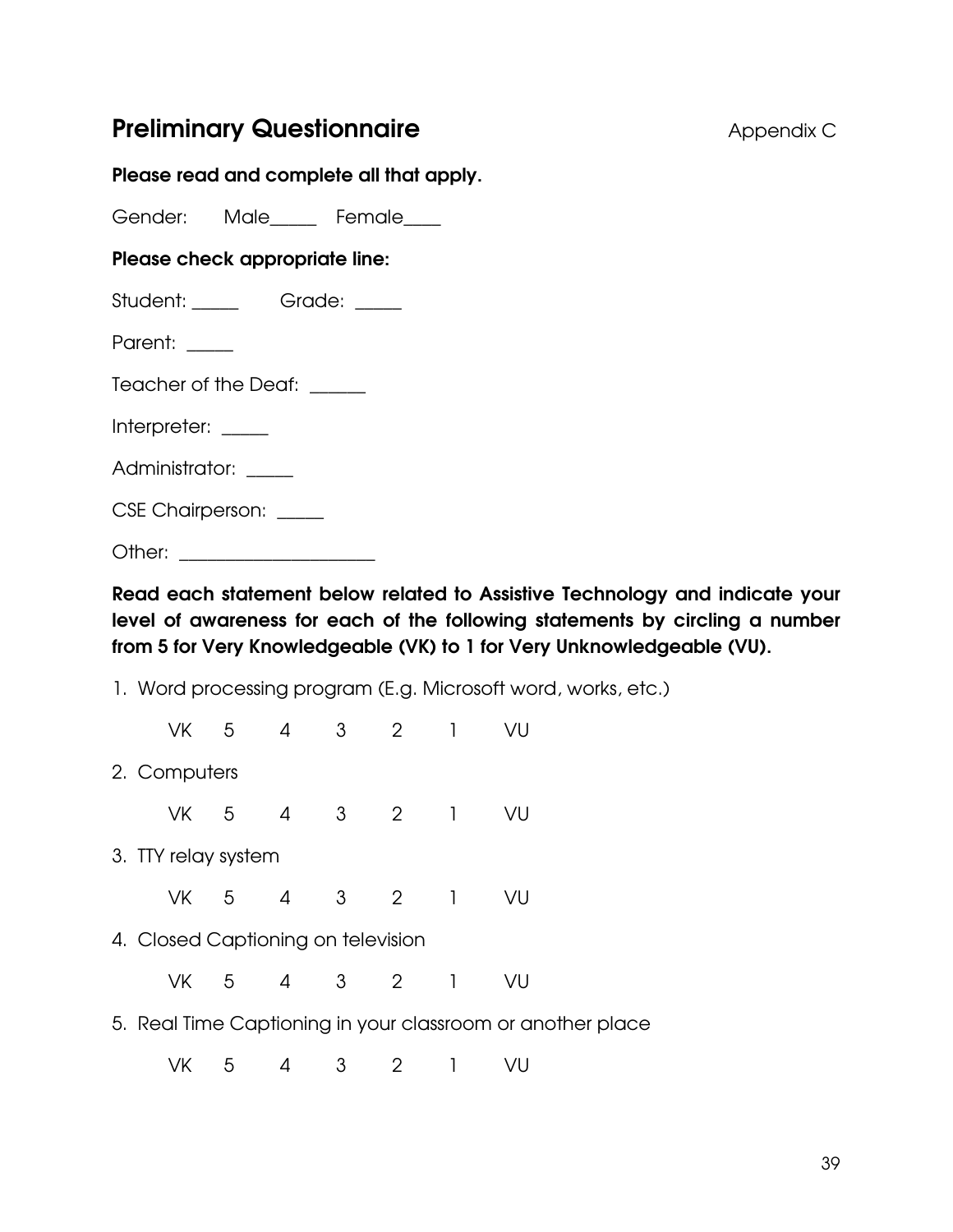## Preliminary Questionnaire

Appendix C

**Please read and complete all that apply.**

Gender: Male_____ Female____

**Please check appropriate line:**

Student: _____ Grade: _____

Parent: _____

Teacher of the Deaf: ______

Interpreter: _____

Administrator: _____

CSE Chairperson: _____

Other: _____________________

**Read each statement below related to Assistive Technology and indicate your level of awareness for each of the following statements by circling a number from 5 for Very Knowledgeable (VK) to 1 for Very Unknowledgeable (VU).**

1. Word processing program (E.g. Microsoft word, works, etc.)

   VK 5 4 3 2 1 VU

2. Computers

   VK 5 4 3 2 1 VU

3. TTY relay system

   VK 5 4 3 2 1 VU

4. Closed Captioning on television

   VK 5 4 3 2 1 VU

5. Real Time Captioning in your classroom or another place

   VK 5 4 3 2 1 VU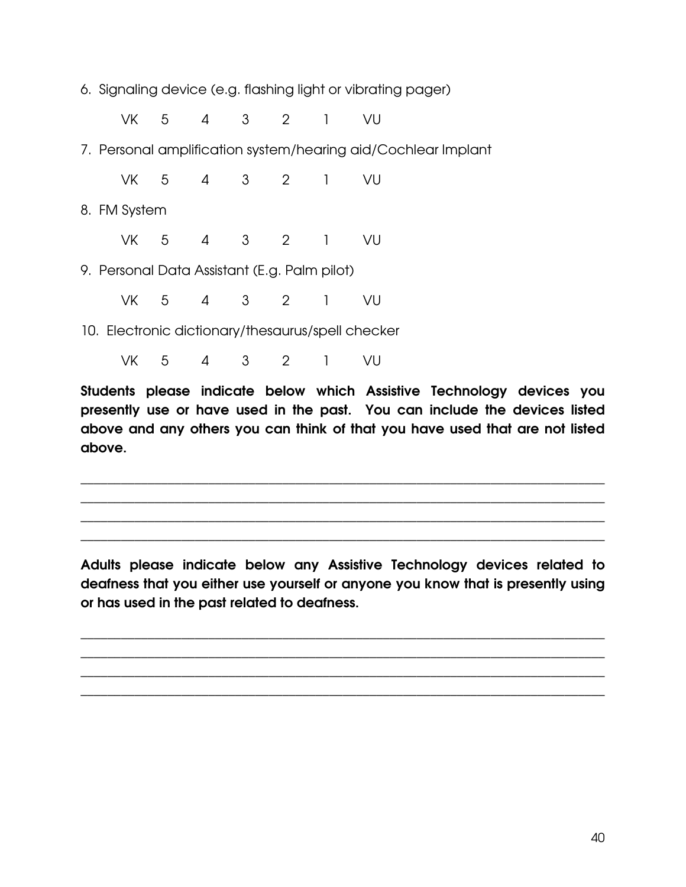6. Signaling device (e.g. flashing light or vibrating pager)

   VK 5 4 3 2 1 VU

7. Personal amplification system/hearing aid/Cochlear Implant

   VK 5 4 3 2 1 VU

8. FM System

   VK 5 4 3 2 1 VU

9. Personal Data Assistant (E.g. Palm pilot)

   VK 5 4 3 2 1 VU

10. Electronic dictionary/thesaurus/spell checker

   VK 5 4 3 2 1 VU

**Students please indicate below which Assistive Technology devices you presently use or have used in the past. You can include the devices listed above and any others you can think of that you have used that are not listed above.**

______________________________________________________________________________
______________________________________________________________________________
______________________________________________________________________________
______________________________________________________________________________

**Adults please indicate below any Assistive Technology devices related to deafness that you either use yourself or anyone you know that is presently using or has used in the past related to deafness.**

______________________________________________________________________________
______________________________________________________________________________
______________________________________________________________________________
______________________________________________________________________________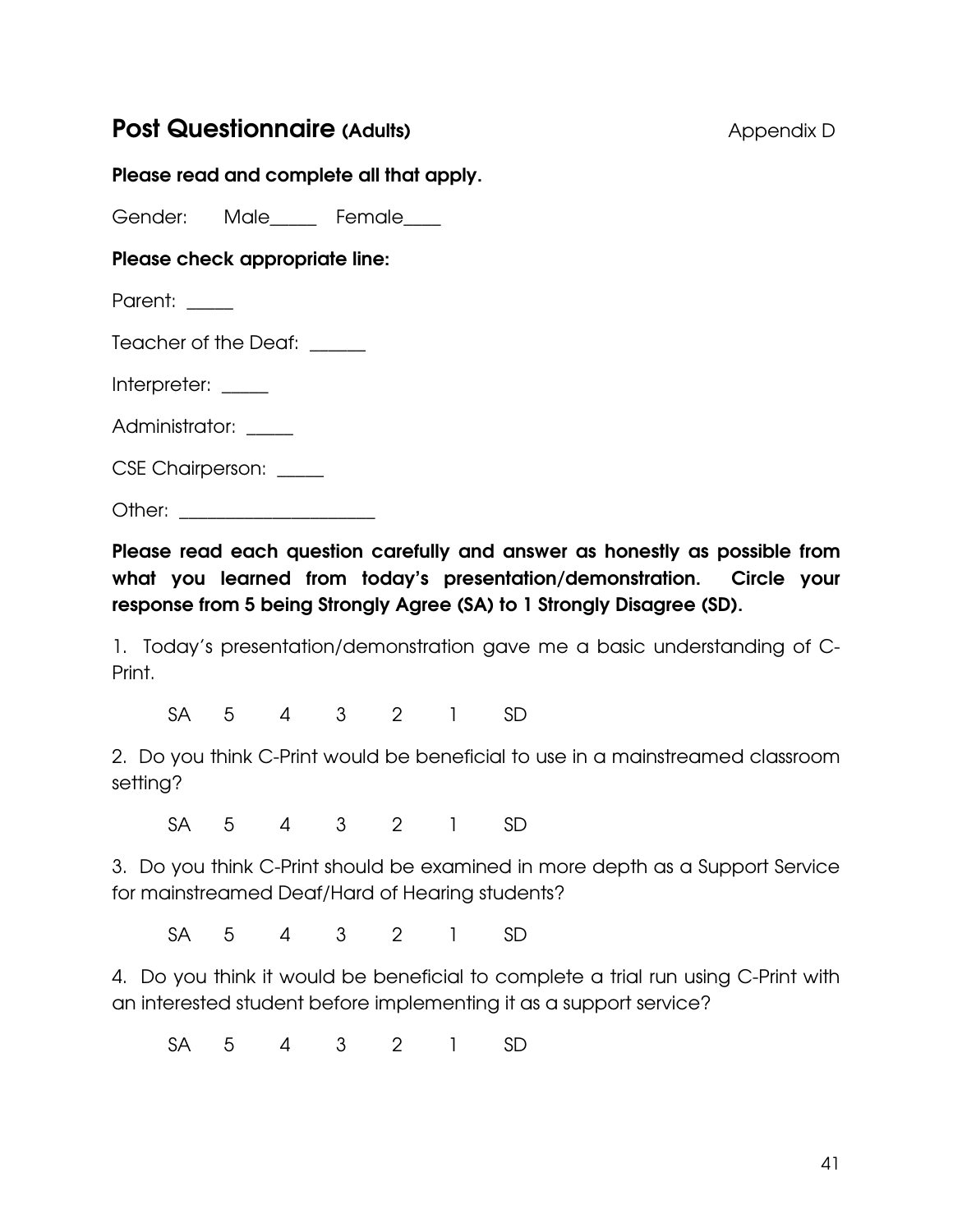## **Post Questionnaire (Adults)** Appendix D

**Please read and complete all that apply.**

Gender: Male_____ Female____

**Please check appropriate line:**

Parent: _____

Teacher of the Deaf: ______

Interpreter: _____

Administrator: _____

CSE Chairperson: _____

Other: ______________________

**Please read each question carefully and answer as honestly as possible from what you learned from today's presentation/demonstration. Circle your response from 5 being Strongly Agree (SA) to 1 Strongly Disagree (SD).**

1. Today's presentation/demonstration gave me a basic understanding of C-Print.

SA 5 4 3 2 1 SD

2. Do you think C-Print would be beneficial to use in a mainstreamed classroom setting?

SA 5 4 3 2 1 SD

3. Do you think C-Print should be examined in more depth as a Support Service for mainstreamed Deaf/Hard of Hearing students?

SA 5 4 3 2 1 SD

4. Do you think it would be beneficial to complete a trial run using C-Print with an interested student before implementing it as a support service?

SA 5 4 3 2 1 SD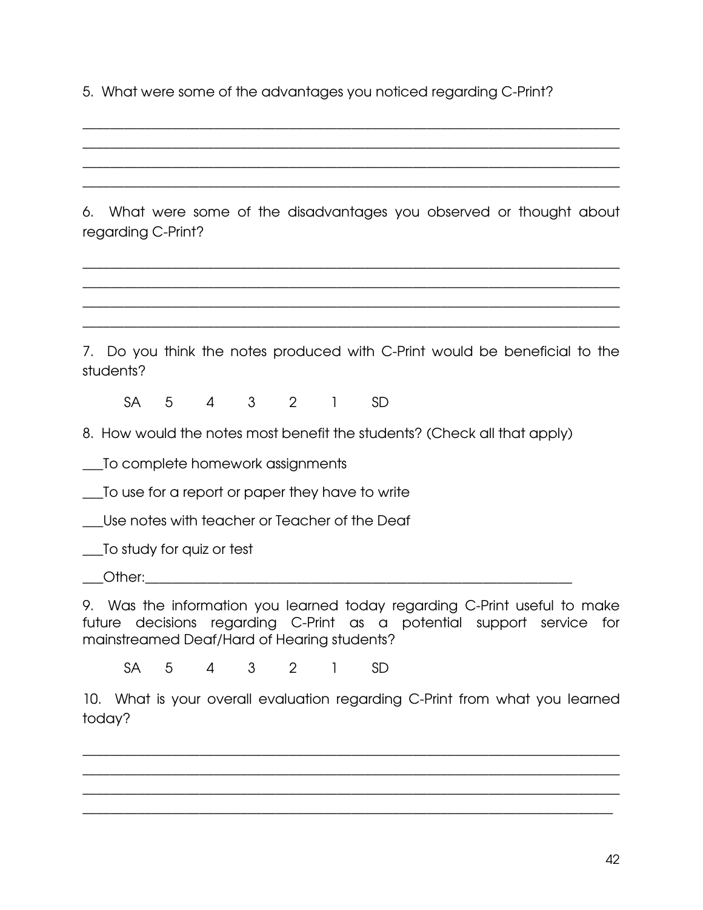5. What were some of the advantages you noticed regarding C-Print?

_______________________________________________________________________________
_______________________________________________________________________________
_______________________________________________________________________________
_______________________________________________________________________________

6. What were some of the disadvantages you observed or thought about regarding C-Print?

_______________________________________________________________________________
_______________________________________________________________________________
_______________________________________________________________________________
_______________________________________________________________________________

7. Do you think the notes produced with C-Print would be beneficial to the students?

SA 5 4 3 2 1 SD

8. How would the notes most benefit the students? (Check all that apply)

___To complete homework assignments

___To use for a report or paper they have to write

___Use notes with teacher or Teacher of the Deaf

___To study for quiz or test

___Other:_____________________________________________________________

9. Was the information you learned today regarding C-Print useful to make future decisions regarding C-Print as a potential support service for mainstreamed Deaf/Hard of Hearing students?

SA 5 4 3 2 1 SD

10. What is your overall evaluation regarding C-Print from what you learned today?

_______________________________________________________________________________
_______________________________________________________________________________
_______________________________________________________________________________
_______________________________________________________________________________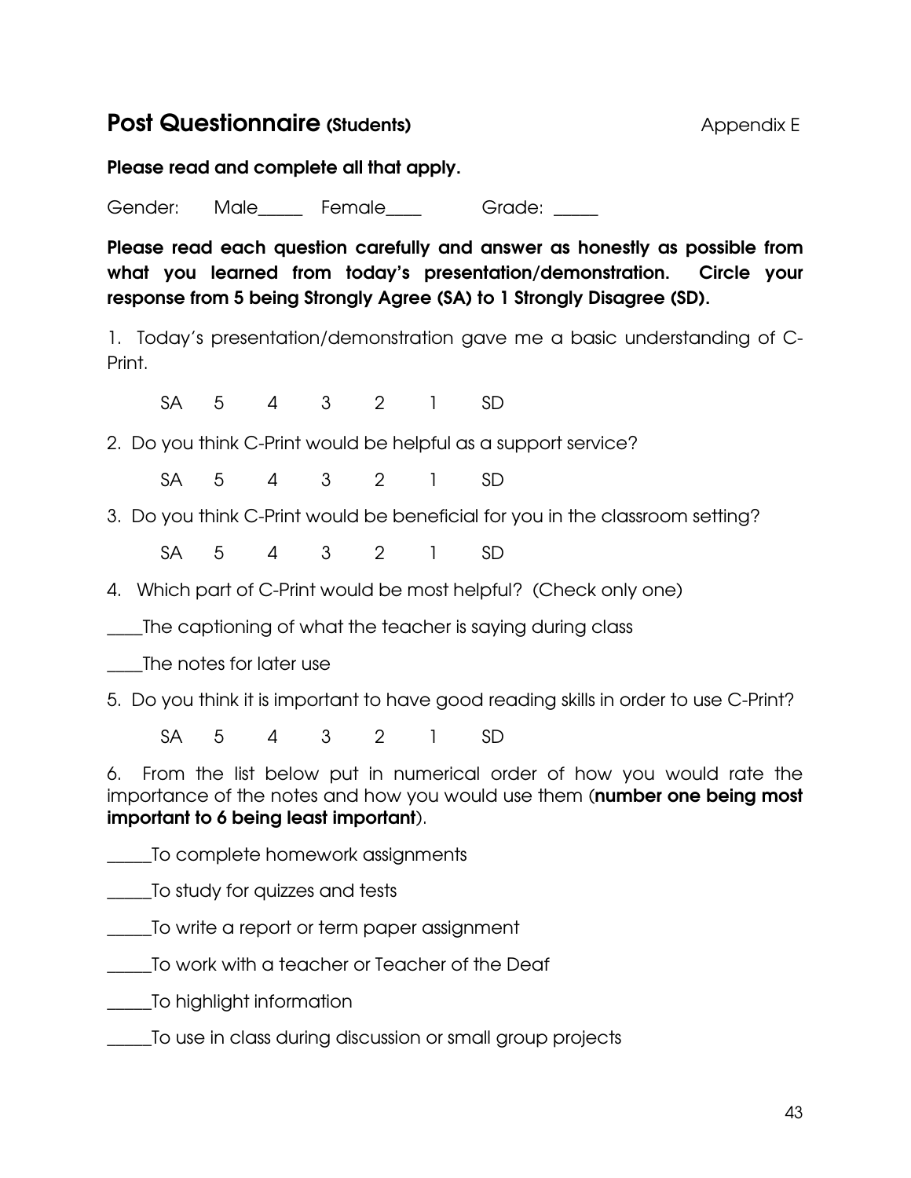## Post Questionnaire (Students)

Appendix E

**Please read and complete all that apply.**

Gender: Male_____ Female____ Grade: _____

**Please read each question carefully and answer as honestly as possible from what you learned from today's presentation/demonstration. Circle your response from 5 being Strongly Agree (SA) to 1 Strongly Disagree (SD).**

1. Today's presentation/demonstration gave me a basic understanding of C-Print.

SA 5 4 3 2 1 SD

2. Do you think C-Print would be helpful as a support service?

SA 5 4 3 2 1 SD

3. Do you think C-Print would be beneficial for you in the classroom setting?

SA 5 4 3 2 1 SD

4. Which part of C-Print would be most helpful? (Check only one)

____The captioning of what the teacher is saying during class

____The notes for later use

5. Do you think it is important to have good reading skills in order to use C-Print?

SA 5 4 3 2 1 SD

6. From the list below put in numerical order of how you would rate the importance of the notes and how you would use them (**number one being most important to 6 being least important**).

_____To complete homework assignments

_____To study for quizzes and tests

_____To write a report or term paper assignment

_____To work with a teacher or Teacher of the Deaf

_____To highlight information

_____To use in class during discussion or small group projects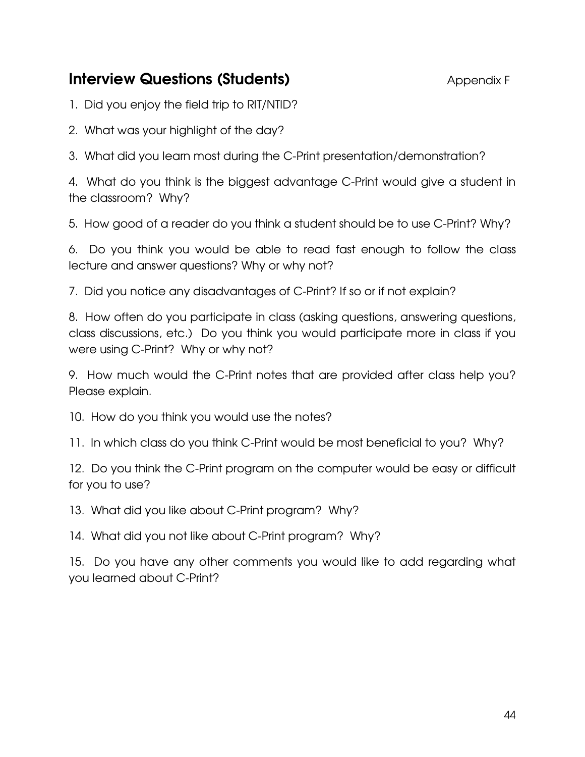## Interview Questions (Students)

Appendix F

1. Did you enjoy the field trip to RIT/NTID?

2. What was your highlight of the day?

3. What did you learn most during the C-Print presentation/demonstration?

4. What do you think is the biggest advantage C-Print would give a student in the classroom? Why?

5. How good of a reader do you think a student should be to use C-Print? Why?

6. Do you think you would be able to read fast enough to follow the class lecture and answer questions? Why or why not?

7. Did you notice any disadvantages of C-Print? If so or if not explain?

8. How often do you participate in class (asking questions, answering questions, class discussions, etc.) Do you think you would participate more in class if you were using C-Print? Why or why not?

9. How much would the C-Print notes that are provided after class help you? Please explain.

10. How do you think you would use the notes?

11. In which class do you think C-Print would be most beneficial to you? Why?

12. Do you think the C-Print program on the computer would be easy or difficult for you to use?

13. What did you like about C-Print program? Why?

14. What did you not like about C-Print program? Why?

15. Do you have any other comments you would like to add regarding what you learned about C-Print?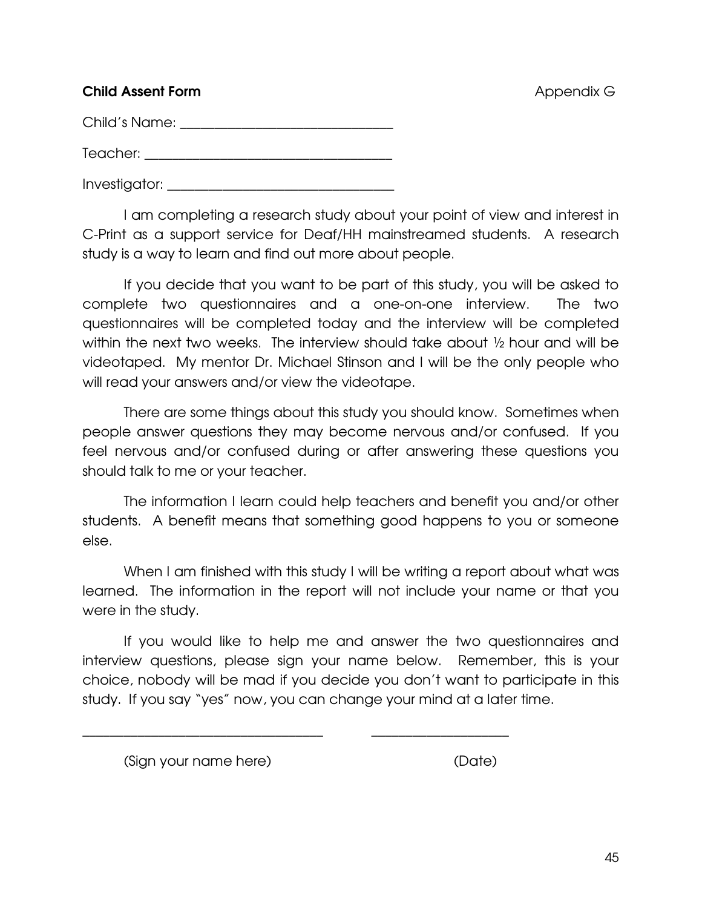**Child Assent Form** Appendix G

Child's Name: ______________________________

Teacher: ___________________________________

Investigator: ________________________________

I am completing a research study about your point of view and interest in C-Print as a support service for Deaf/HH mainstreamed students. A research study is a way to learn and find out more about people.

If you decide that you want to be part of this study, you will be asked to complete two questionnaires and a one-on-one interview. The two questionnaires will be completed today and the interview will be completed within the next two weeks. The interview should take about ½ hour and will be videotaped. My mentor Dr. Michael Stinson and I will be the only people who will read your answers and/or view the videotape.

There are some things about this study you should know. Sometimes when people answer questions they may become nervous and/or confused. If you feel nervous and/or confused during or after answering these questions you should talk to me or your teacher.

The information I learn could help teachers and benefit you and/or other students. A benefit means that something good happens to you or someone else.

When I am finished with this study I will be writing a report about what was learned. The information in the report will not include your name or that you were in the study.

If you would like to help me and answer the two questionnaires and interview questions, please sign your name below. Remember, this is your choice, nobody will be mad if you decide you don't want to participate in this study. If you say "yes" now, you can change your mind at a later time.

___________________________________ ____________________

(Sign your name here) (Date)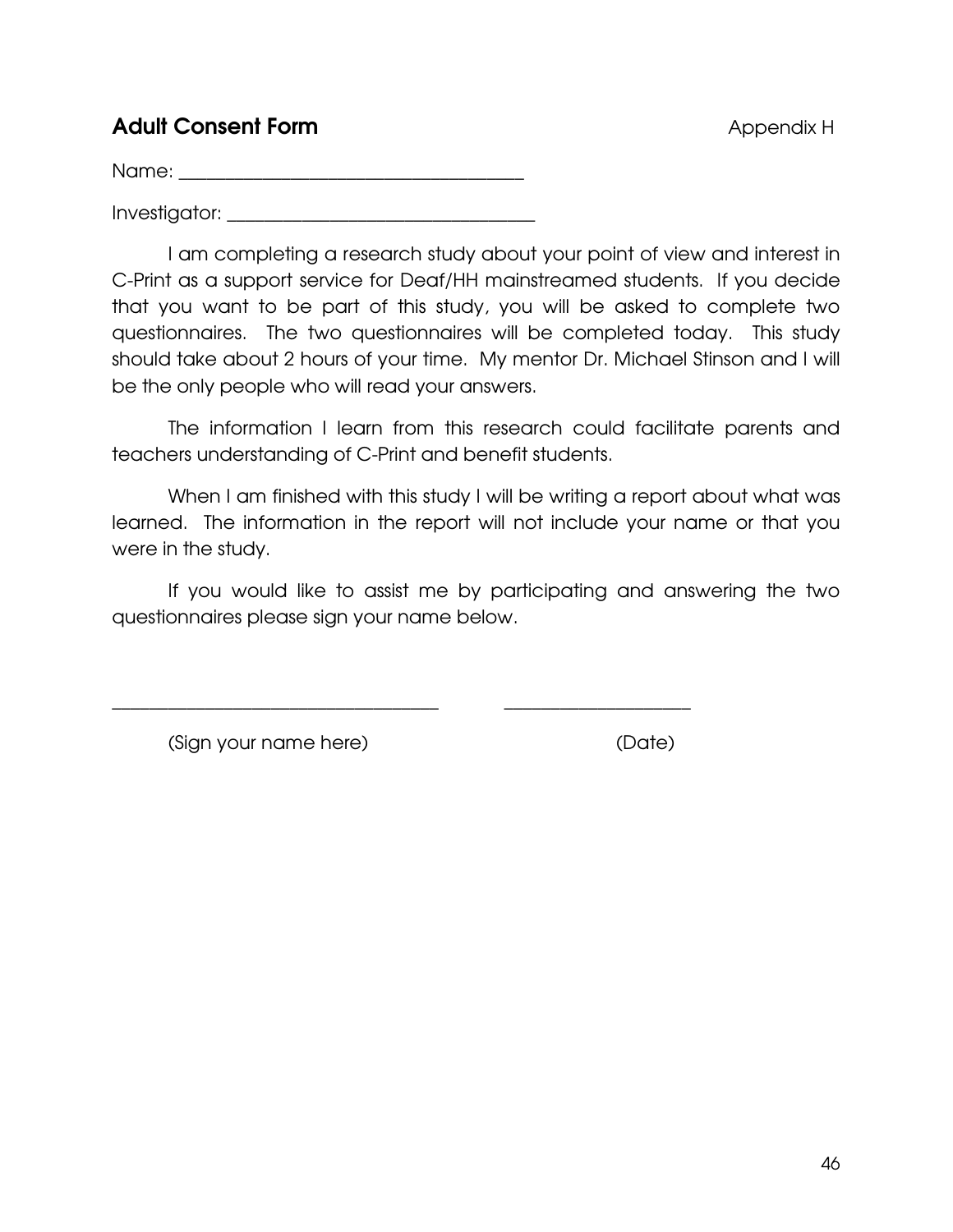## **Adult Consent Form**

Appendix H

Name: ______________________________________

Investigator: _________________________________

I am completing a research study about your point of view and interest in C-Print as a support service for Deaf/HH mainstreamed students. If you decide that you want to be part of this study, you will be asked to complete two questionnaires. The two questionnaires will be completed today. This study should take about 2 hours of your time. My mentor Dr. Michael Stinson and I will be the only people who will read your answers.

The information I learn from this research could facilitate parents and teachers understanding of C-Print and benefit students.

When I am finished with this study I will be writing a report about what was learned. The information in the report will not include your name or that you were in the study.

If you would like to assist me by participating and answering the two questionnaires please sign your name below.

____________________________________ ____________________

(Sign your name here) (Date)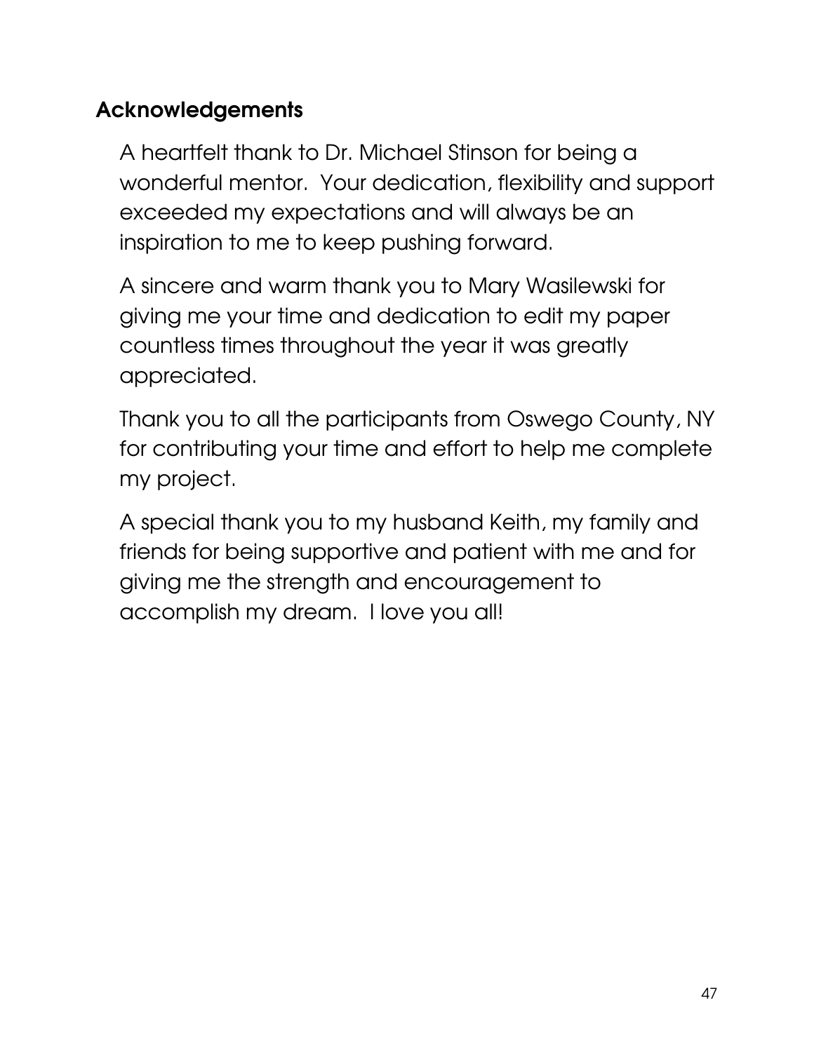## Acknowledgements

A heartfelt thank to Dr. Michael Stinson for being a wonderful mentor. Your dedication, flexibility and support exceeded my expectations and will always be an inspiration to me to keep pushing forward.

A sincere and warm thank you to Mary Wasilewski for giving me your time and dedication to edit my paper countless times throughout the year it was greatly appreciated.

Thank you to all the participants from Oswego County, NY for contributing your time and effort to help me complete my project.

A special thank you to my husband Keith, my family and friends for being supportive and patient with me and for giving me the strength and encouragement to accomplish my dream. I love you all!